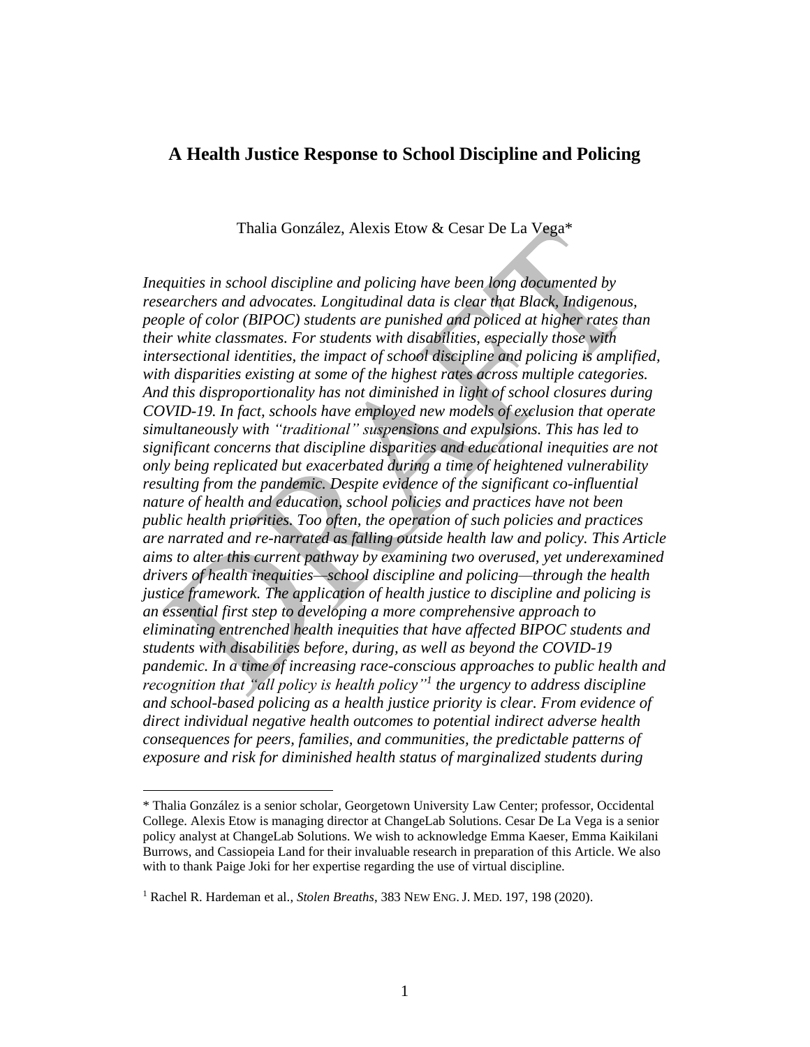# A Health Justice Response to School Discipline and Policing

Thalia González, Alexis Etow & Cesar De La Vega*

*Inequities in school discipline and policing have been long documented by researchers and advocates. Longitudinal data is clear that Black, Indigenous, people of color (BIPOC) students are punished and policed at higher rates than their white classmates. For students with disabilities, especially those with intersectional identities, the impact of school discipline and policing is amplified, with disparities existing at some of the highest rates across multiple categories. And this disproportionality has not diminished in light of school closures during COVID-19. In fact, schools have employed new models of exclusion that operate simultaneously with "traditional" suspensions and expulsions. This has led to significant concerns that discipline disparities and educational inequities are not only being replicated but exacerbated during a time of heightened vulnerability resulting from the pandemic. Despite evidence of the significant co-influential nature of health and education, school policies and practices have not been public health priorities. Too often, the operation of such policies and practices are narrated and re-narrated as falling outside health law and policy. This Article aims to alter this current pathway by examining two overused, yet underexamined drivers of health inequities—school discipline and policing—through the health justice framework. The application of health justice to discipline and policing is an essential first step to developing a more comprehensive approach to eliminating entrenched health inequities that have affected BIPOC students and students with disabilities before, during, as well as beyond the COVID-19 pandemic. In a time of increasing race-conscious approaches to public health and recognition that "all policy is health policy"[1] the urgency to address discipline and school-based policing as a health justice priority is clear. From evidence of direct individual negative health outcomes to potential indirect adverse health consequences for peers, families, and communities, the predictable patterns of exposure and risk for diminished health status of marginalized students during*

---

\* Thalia González is a senior scholar, Georgetown University Law Center; professor, Occidental College. Alexis Etow is managing director at ChangeLab Solutions. Cesar De La Vega is a senior policy analyst at ChangeLab Solutions. We wish to acknowledge Emma Kaeser, Emma Kaikilani Burrows, and Cassiopeia Land for their invaluable research in preparation of this Article. We also with to thank Paige Joki for her expertise regarding the use of virtual discipline.

[1] Rachel R. Hardeman et al., *Stolen Breaths*, 383 NEW ENG. J. MED. 197, 198 (2020).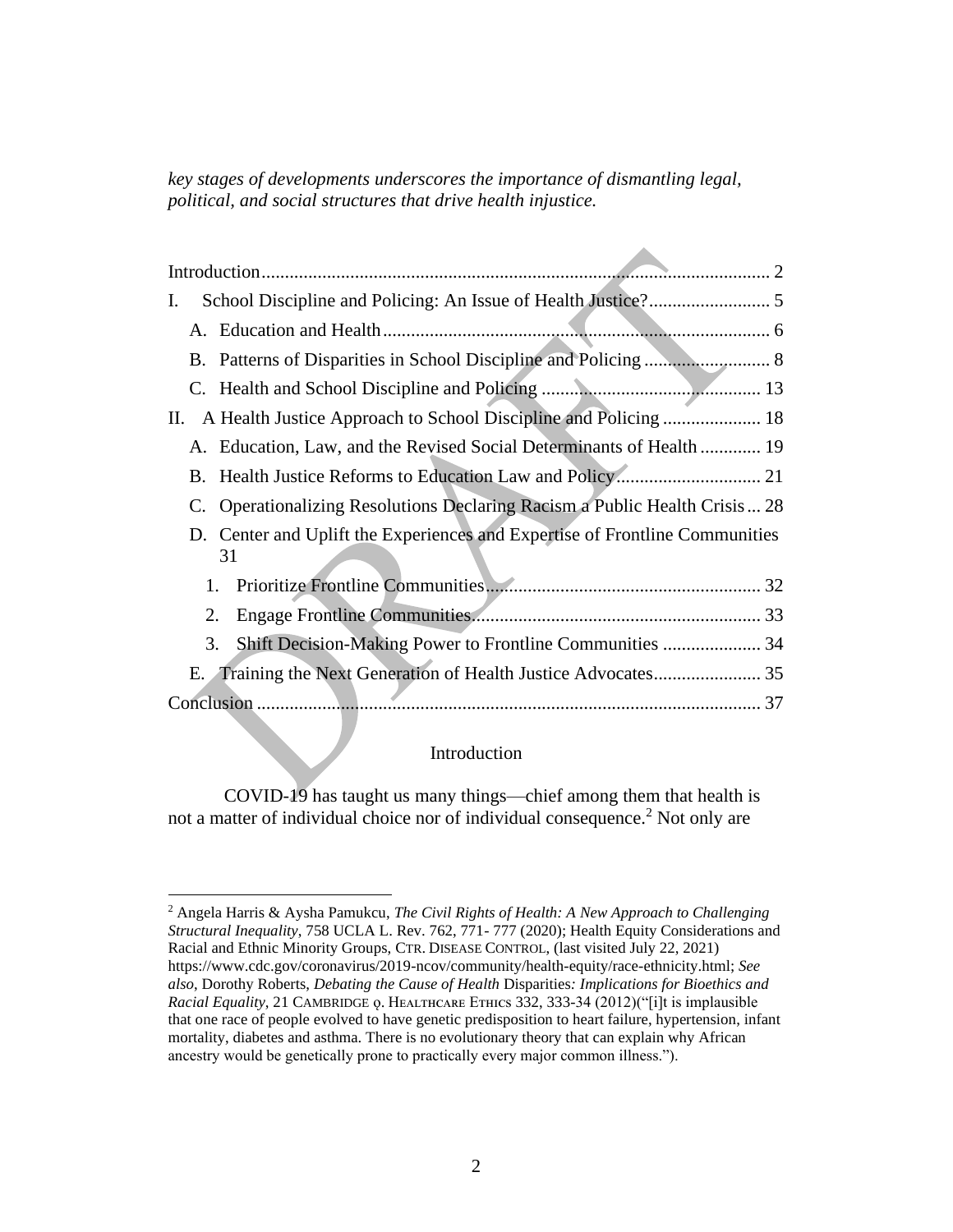*key stages of developments underscores the importance of dismantling legal, political, and social structures that drive health injustice.*

Introduction .......... 2
I. School Discipline and Policing: An Issue of Health Justice? .......... 5
  A. Education and Health .......... 6
  B. Patterns of Disparities in School Discipline and Policing .......... 8
  C. Health and School Discipline and Policing .......... 13
II. A Health Justice Approach to School Discipline and Policing .......... 18
  A. Education, Law, and the Revised Social Determinants of Health .......... 19
  B. Health Justice Reforms to Education Law and Policy .......... 21
  C. Operationalizing Resolutions Declaring Racism a Public Health Crisis ... 28
  D. Center and Uplift the Experiences and Expertise of Frontline Communities 31
    1. Prioritize Frontline Communities .......... 32
    2. Engage Frontline Communities .......... 33
    3. Shift Decision-Making Power to Frontline Communities .......... 34
  E. Training the Next Generation of Health Justice Advocates .......... 35
Conclusion .......... 37

## Introduction

COVID-19 has taught us many things—chief among them that health is not a matter of individual choice nor of individual consequence.[2] Not only are

---

[2] Angela Harris & Aysha Pamukcu, *The Civil Rights of Health: A New Approach to Challenging Structural Inequality*, 758 UCLA L. Rev. 762, 771- 777 (2020); Health Equity Considerations and Racial and Ethnic Minority Groups, CTR. DISEASE CONTROL, (last visited July 22, 2021) https://www.cdc.gov/coronavirus/2019-ncov/community/health-equity/race-ethnicity.html; *See also*, Dorothy Roberts, *Debating the Cause of Health Disparities: Implications for Bioethics and Racial Equality*, 21 CAMBRIDGE Q. HEALTHCARE ETHICS 332, 333-34 (2012)("[i]t is implausible that one race of people evolved to have genetic predisposition to heart failure, hypertension, infant mortality, diabetes and asthma. There is no evolutionary theory that can explain why African ancestry would be genetically prone to practically every major common illness.").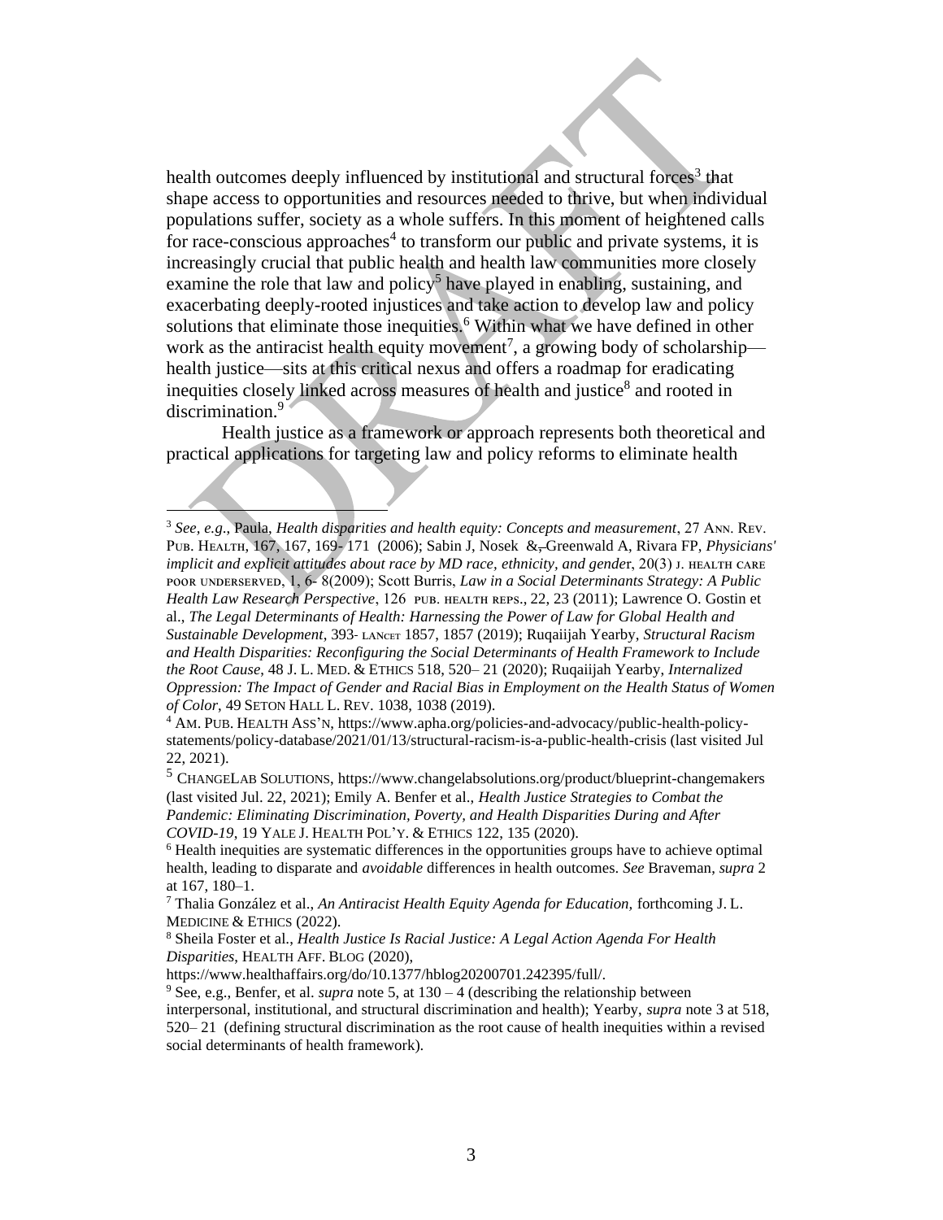health outcomes deeply influenced by institutional and structural forces[3] that shape access to opportunities and resources needed to thrive, but when individual populations suffer, society as a whole suffers. In this moment of heightened calls for race-conscious approaches[4] to transform our public and private systems, it is increasingly crucial that public health and health law communities more closely examine the role that law and policy[5] have played in enabling, sustaining, and exacerbating deeply-rooted injustices and take action to develop law and policy solutions that eliminate those inequities.[6] Within what we have defined in other work as the antiracist health equity movement[7], a growing body of scholarship—health justice—sits at this critical nexus and offers a roadmap for eradicating inequities closely linked across measures of health and justice[8] and rooted in discrimination.[9]

Health justice as a framework or approach represents both theoretical and practical applications for targeting law and policy reforms to eliminate health

---

[3] *See, e.g.*, Paula, *Health disparities and health equity: Concepts and measurement*, 27 Ann. Rev. Pub. Health, 167, 167, 169- 171 (2006); Sabin J, Nosek &, Greenwald A, Rivara FP, *Physicians' implicit and explicit attitudes about race by MD race, ethnicity, and gender*, 20(3) J. health care poor underserved, 1, 6- 8(2009); Scott Burris, *Law in a Social Determinants Strategy: A Public Health Law Research Perspective*, 126 pub. health reps., 22, 23 (2011); Lawrence O. Gostin et al., *The Legal Determinants of Health: Harnessing the Power of Law for Global Health and Sustainable Development*, 393- Lancet 1857, 1857 (2019); Ruqaiijah Yearby, *Structural Racism and Health Disparities: Reconfiguring the Social Determinants of Health Framework to Include the Root Cause*, 48 J. L. Med. & Ethics 518, 520– 21 (2020); Ruqaiijah Yearby, *Internalized Oppression: The Impact of Gender and Racial Bias in Employment on the Health Status of Women of Color*, 49 Seton Hall L. Rev. 1038, 1038 (2019).

[4] Am. Pub. Health Ass'n, https://www.apha.org/policies-and-advocacy/public-health-policy-statements/policy-database/2021/01/13/structural-racism-is-a-public-health-crisis (last visited Jul 22, 2021).

[5] ChangeLab Solutions, https://www.changelabsolutions.org/product/blueprint-changemakers (last visited Jul. 22, 2021); Emily A. Benfer et al., *Health Justice Strategies to Combat the Pandemic: Eliminating Discrimination, Poverty, and Health Disparities During and After COVID-19*, 19 Yale J. Health Pol'y. & Ethics 122, 135 (2020).

[6] Health inequities are systematic differences in the opportunities groups have to achieve optimal health, leading to disparate and *avoidable* differences in health outcomes. *See* Braveman, *supra* 2 at 167, 180–1.

[7] Thalia González et al., *An Antiracist Health Equity Agenda for Education,* forthcoming J. L. Medicine & Ethics (2022).

[8] Sheila Foster et al., *Health Justice Is Racial Justice: A Legal Action Agenda For Health Disparities*, Health Aff. Blog (2020), https://www.healthaffairs.org/do/10.1377/hblog20200701.242395/full/.

[9] See, e.g., Benfer, et al. *supra* note 5, at 130 – 4 (describing the relationship between interpersonal, institutional, and structural discrimination and health); Yearby, *supra* note 3 at 518, 520– 21 (defining structural discrimination as the root cause of health inequities within a revised social determinants of health framework).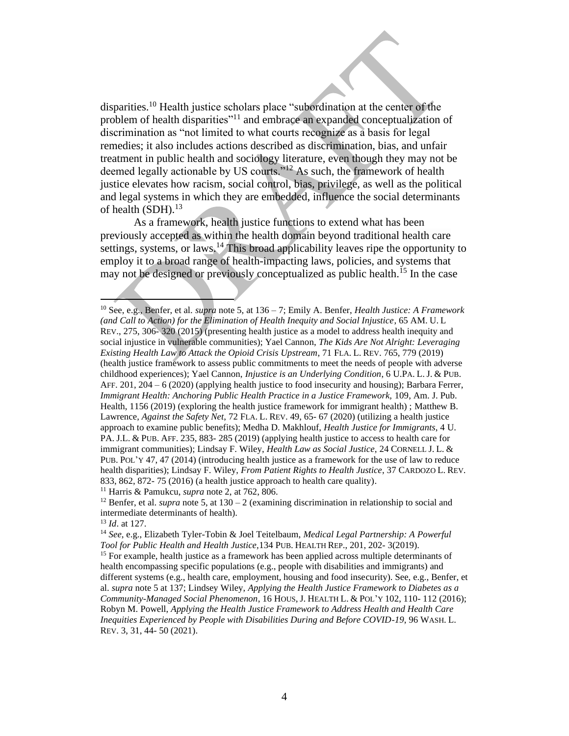disparities.[10] Health justice scholars place "subordination at the center of the problem of health disparities"[11] and embrace an expanded conceptualization of discrimination as "not limited to what courts recognize as a basis for legal remedies; it also includes actions described as discrimination, bias, and unfair treatment in public health and sociology literature, even though they may not be deemed legally actionable by US courts."[12] As such, the framework of health justice elevates how racism, social control, bias, privilege, as well as the political and legal systems in which they are embedded, influence the social determinants of health (SDH).[13]

As a framework, health justice functions to extend what has been previously accepted as within the health domain beyond traditional health care settings, systems, or laws.[14] This broad applicability leaves ripe the opportunity to employ it to a broad range of health-impacting laws, policies, and systems that may not be designed or previously conceptualized as public health.[15] In the case

---

[10] See, e.g., Benfer, et al. *supra* note 5, at 136 – 7; Emily A. Benfer, *Health Justice: A Framework (and Call to Action) for the Elimination of Health Inequity and Social Injustice*, 65 AM. U. L REV., 275, 306- 320 (2015) (presenting health justice as a model to address health inequity and social injustice in vulnerable communities); Yael Cannon, *The Kids Are Not Alright: Leveraging Existing Health Law to Attack the Opioid Crisis Upstream*, 71 FLA. L. REV. 765, 779 (2019) (health justice framework to assess public commitments to meet the needs of people with adverse childhood experiences); Yael Cannon, *Injustice is an Underlying Condition*, 6 U.PA. L. J. & PUB. AFF. 201, 204 – 6 (2020) (applying health justice to food insecurity and housing); Barbara Ferrer, *Immigrant Health: Anchoring Public Health Practice in a Justice Framework,* 109, Am. J. Pub. Health, 1156 (2019) (exploring the health justice framework for immigrant health) ; Matthew B. Lawrence, *Against the Safety Net*, 72 FLA. L. REV. 49, 65- 67 (2020) (utilizing a health justice approach to examine public benefits); Medha D. Makhlouf, *Health Justice for Immigrants*, 4 U. PA. J.L. & PUB. AFF. 235, 883- 285 (2019) (applying health justice to access to health care for immigrant communities); Lindsay F. Wiley, *Health Law as Social Justice*, 24 CORNELL J. L. & PUB. POL'Y 47, 47 (2014) (introducing health justice as a framework for the use of law to reduce health disparities); Lindsay F. Wiley, *From Patient Rights to Health Justice*, 37 CARDOZO L. REV. 833, 862, 872- 75 (2016) (a health justice approach to health care quality).

[11] Harris & Pamukcu, *supra* note 2, at 762, 806.

[12] Benfer, et al. *supra* note 5, at 130 – 2 (examining discrimination in relationship to social and intermediate determinants of health).

[13] *Id*. at 127.

[14] *See*, e.g., Elizabeth Tyler-Tobin & Joel Teitelbaum, *Medical Legal Partnership: A Powerful Tool for Public Health and Health Justice*,134 PUB. HEALTH REP., 201, 202- 3(2019).

[15] For example, health justice as a framework has been applied across multiple determinants of health encompassing specific populations (e.g., people with disabilities and immigrants) and different systems (e.g., health care, employment, housing and food insecurity). See, e.g., Benfer, et al. *supra* note 5 at 137; Lindsey Wiley, *Applying the Health Justice Framework to Diabetes as a Community-Managed Social Phenomenon*, 16 HOUS, J. HEALTH L. & POL'Y 102, 110- 112 (2016); Robyn M. Powell, *Applying the Health Justice Framework to Address Health and Health Care Inequities Experienced by People with Disabilities During and Before COVID-19*, 96 WASH. L. REV. 3, 31, 44- 50 (2021).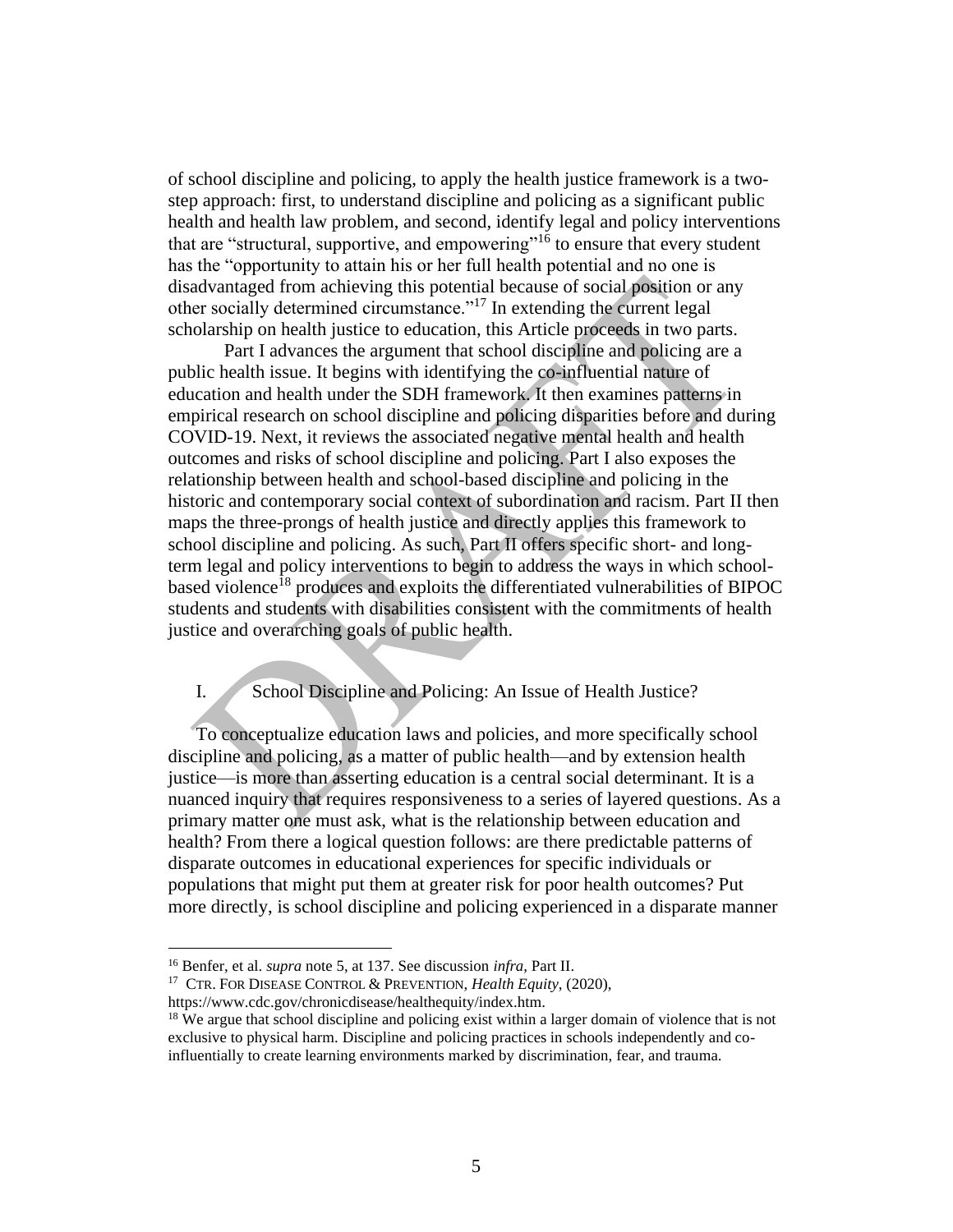of school discipline and policing, to apply the health justice framework is a two-step approach: first, to understand discipline and policing as a significant public health and health law problem, and second, identify legal and policy interventions that are "structural, supportive, and empowering"[16] to ensure that every student has the "opportunity to attain his or her full health potential and no one is disadvantaged from achieving this potential because of social position or any other socially determined circumstance."[17] In extending the current legal scholarship on health justice to education, this Article proceeds in two parts.

Part I advances the argument that school discipline and policing are a public health issue. It begins with identifying the co-influential nature of education and health under the SDH framework. It then examines patterns in empirical research on school discipline and policing disparities before and during COVID-19. Next, it reviews the associated negative mental health and health outcomes and risks of school discipline and policing. Part I also exposes the relationship between health and school-based discipline and policing in the historic and contemporary social context of subordination and racism. Part II then maps the three-prongs of health justice and directly applies this framework to school discipline and policing. As such, Part II offers specific short- and long-term legal and policy interventions to begin to address the ways in which school-based violence[18] produces and exploits the differentiated vulnerabilities of BIPOC students and students with disabilities consistent with the commitments of health justice and overarching goals of public health.

# I. School Discipline and Policing: An Issue of Health Justice?

To conceptualize education laws and policies, and more specifically school discipline and policing, as a matter of public health—and by extension health justice—is more than asserting education is a central social determinant. It is a nuanced inquiry that requires responsiveness to a series of layered questions. As a primary matter one must ask, what is the relationship between education and health? From there a logical question follows: are there predictable patterns of disparate outcomes in educational experiences for specific individuals or populations that might put them at greater risk for poor health outcomes? Put more directly, is school discipline and policing experienced in a disparate manner

---

[16] Benfer, et al. *supra* note 5, at 137. See discussion *infra*, Part II.

[17] CTR. FOR DISEASE CONTROL & PREVENTION, *Health Equity*, (2020), https://www.cdc.gov/chronicdisease/healthequity/index.htm.

[18] We argue that school discipline and policing exist within a larger domain of violence that is not exclusive to physical harm. Discipline and policing practices in schools independently and co-influentially to create learning environments marked by discrimination, fear, and trauma.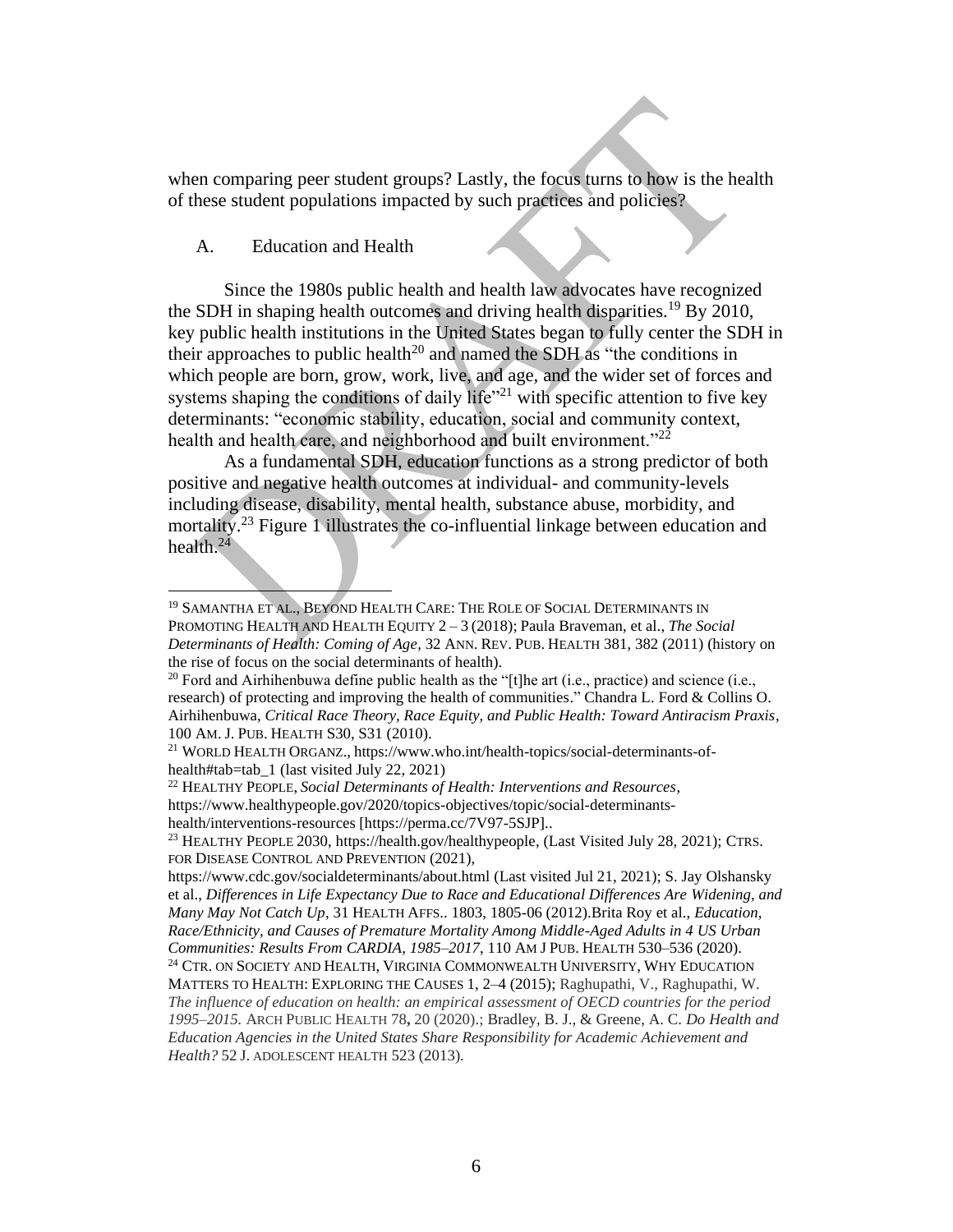when comparing peer student groups? Lastly, the focus turns to how is the health of these student populations impacted by such practices and policies?

## A. Education and Health

Since the 1980s public health and health law advocates have recognized the SDH in shaping health outcomes and driving health disparities.[19] By 2010, key public health institutions in the United States began to fully center the SDH in their approaches to public health[20] and named the SDH as "the conditions in which people are born, grow, work, live, and age, and the wider set of forces and systems shaping the conditions of daily life"[21] with specific attention to five key determinants: "economic stability, education, social and community context, health and health care, and neighborhood and built environment."[22]

As a fundamental SDH, education functions as a strong predictor of both positive and negative health outcomes at individual- and community-levels including disease, disability, mental health, substance abuse, morbidity, and mortality.[23] Figure 1 illustrates the co-influential linkage between education and health.[24]

---

[19] SAMANTHA ET AL., BEYOND HEALTH CARE: THE ROLE OF SOCIAL DETERMINANTS IN PROMOTING HEALTH AND HEALTH EQUITY 2 – 3 (2018); Paula Braveman, et al., *The Social Determinants of Health: Coming of Age*, 32 ANN. REV. PUB. HEALTH 381, 382 (2011) (history on the rise of focus on the social determinants of health).

[20] Ford and Airhihenbuwa define public health as the "[t]he art (i.e., practice) and science (i.e., research) of protecting and improving the health of communities." Chandra L. Ford & Collins O. Airhihenbuwa, *Critical Race Theory, Race Equity, and Public Health: Toward Antiracism Praxis*, 100 AM. J. PUB. HEALTH S30, S31 (2010).

[21] WORLD HEALTH ORGANZ., https://www.who.int/health-topics/social-determinants-of-health#tab=tab_1 (last visited July 22, 2021)

[22] HEALTHY PEOPLE, *Social Determinants of Health: Interventions and Resources*, https://www.healthypeople.gov/2020/topics-objectives/topic/social-determinants-health/interventions-resources [https://perma.cc/7V97-5SJP]..

[23] HEALTHY PEOPLE 2030, https://health.gov/healthypeople, (Last Visited July 28, 2021); CTRS. FOR DISEASE CONTROL AND PREVENTION (2021), https://www.cdc.gov/socialdeterminants/about.html (Last visited Jul 21, 2021); S. Jay Olshansky et al., *Differences in Life Expectancy Due to Race and Educational Differences Are Widening, and Many May Not Catch Up*, 31 HEALTH AFFS.. 1803, 1805-06 (2012).Brita Roy et al., *Education, Race/Ethnicity, and Causes of Premature Mortality Among Middle-Aged Adults in 4 US Urban Communities: Results From CARDIA, 1985–2017*, 110 AM J PUB. HEALTH 530–536 (2020).

[24] CTR. ON SOCIETY AND HEALTH, VIRGINIA COMMONWEALTH UNIVERSITY, WHY EDUCATION MATTERS TO HEALTH: EXPLORING THE CAUSES 1, 2–4 (2015); Raghupathi, V., Raghupathi, W. *The influence of education on health: an empirical assessment of OECD countries for the period 1995–2015.* ARCH PUBLIC HEALTH 78, 20 (2020).; Bradley, B. J., & Greene, A. C. *Do Health and Education Agencies in the United States Share Responsibility for Academic Achievement and Health?* 52 J. ADOLESCENT HEALTH 523 (2013).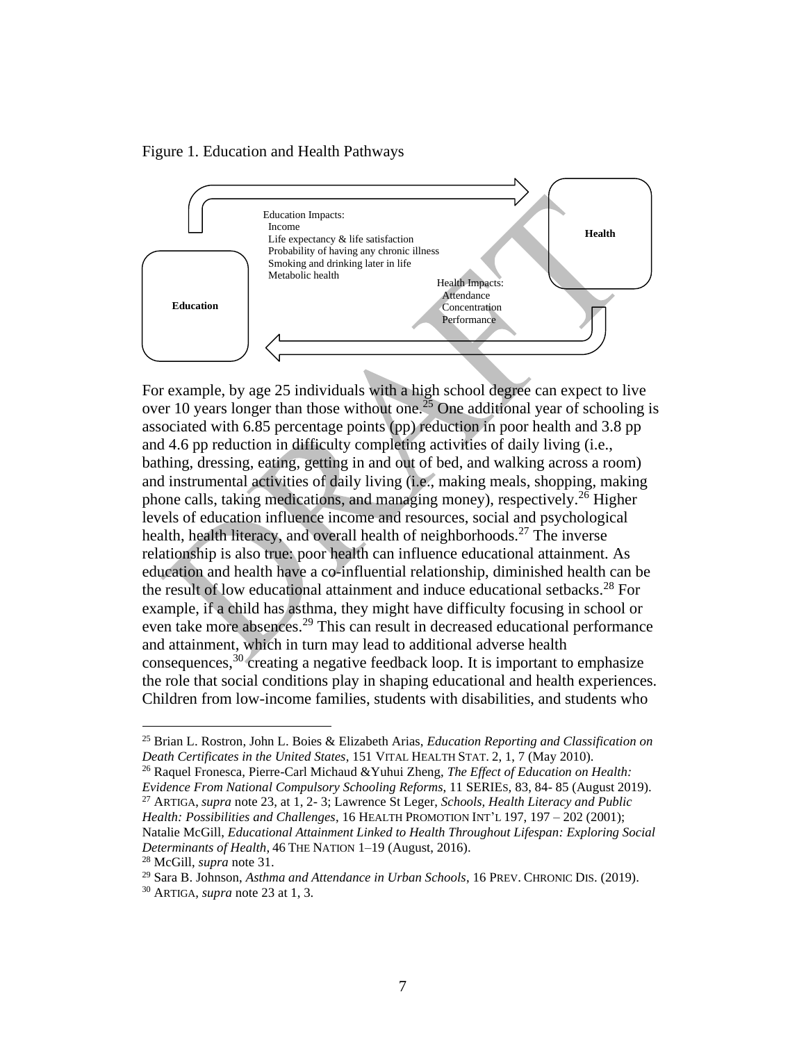Figure 1. Education and Health Pathways

Education

Health

Education Impacts:
Income
Life expectancy & life satisfaction
Probability of having any chronic illness
Smoking and drinking later in life
Metabolic health

Health Impacts:
Attendance
Concentration
Performance

For example, by age 25 individuals with a high school degree can expect to live over 10 years longer than those without one.[25] One additional year of schooling is associated with 6.85 percentage points (pp) reduction in poor health and 3.8 pp and 4.6 pp reduction in difficulty completing activities of daily living (i.e., bathing, dressing, eating, getting in and out of bed, and walking across a room) and instrumental activities of daily living (i.e., making meals, shopping, making phone calls, taking medications, and managing money), respectively.[26] Higher levels of education influence income and resources, social and psychological health, health literacy, and overall health of neighborhoods.[27] The inverse relationship is also true: poor health can influence educational attainment. As education and health have a co-influential relationship, diminished health can be the result of low educational attainment and induce educational setbacks.[28] For example, if a child has asthma, they might have difficulty focusing in school or even take more absences.[29] This can result in decreased educational performance and attainment, which in turn may lead to additional adverse health consequences,[30] creating a negative feedback loop. It is important to emphasize the role that social conditions play in shaping educational and health experiences. Children from low-income families, students with disabilities, and students who

---

[25] Brian L. Rostron, John L. Boies & Elizabeth Arias, *Education Reporting and Classification on Death Certificates in the United States*, 151 VITAL HEALTH STAT. 2, 1, 7 (May 2010).

[26] Raquel Fronesca, Pierre-Carl Michaud &Yuhui Zheng, *The Effect of Education on Health: Evidence From National Compulsory Schooling Reforms*, 11 SERIEs, 83, 84- 85 (August 2019).

[27] ARTIGA, *supra* note 23, at 1, 2- 3; Lawrence St Leger, *Schools, Health Literacy and Public Health: Possibilities and Challenges*, 16 HEALTH PROMOTION INT'L 197, 197 – 202 (2001); Natalie McGill, *Educational Attainment Linked to Health Throughout Lifespan: Exploring Social Determinants of Health*, 46 THE NATION 1–19 (August, 2016).

[28] McGill, *supra* note 31.

[29] Sara B. Johnson, *Asthma and Attendance in Urban Schools*, 16 PREV. CHRONIC DIS. (2019).

[30] ARTIGA, *supra* note 23 at 1, 3.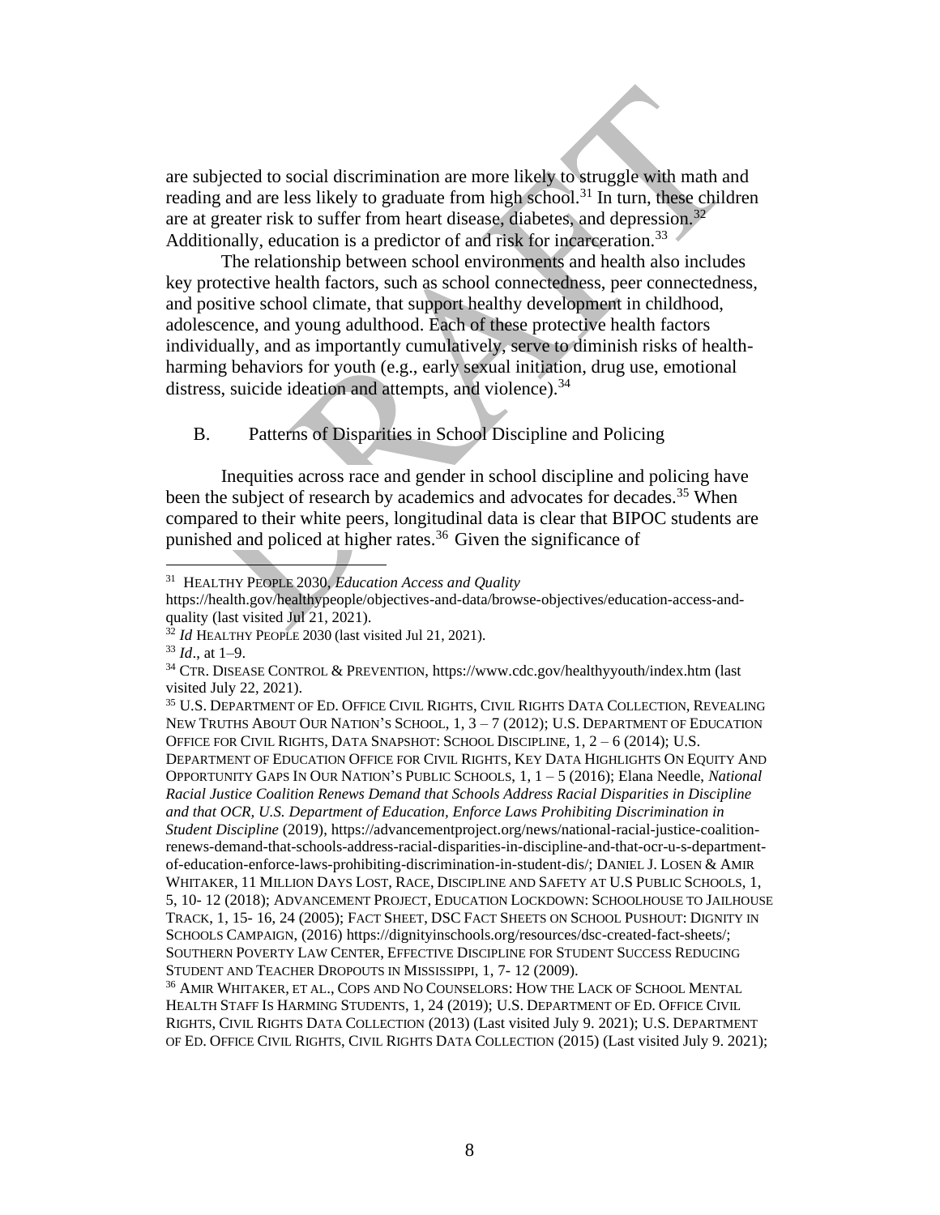are subjected to social discrimination are more likely to struggle with math and reading and are less likely to graduate from high school.[31] In turn, these children are at greater risk to suffer from heart disease, diabetes, and depression.[32] Additionally, education is a predictor of and risk for incarceration.[33]

The relationship between school environments and health also includes key protective health factors, such as school connectedness, peer connectedness, and positive school climate, that support healthy development in childhood, adolescence, and young adulthood. Each of these protective health factors individually, and as importantly cumulatively, serve to diminish risks of health-harming behaviors for youth (e.g., early sexual initiation, drug use, emotional distress, suicide ideation and attempts, and violence).[34]

## B. Patterns of Disparities in School Discipline and Policing

Inequities across race and gender in school discipline and policing have been the subject of research by academics and advocates for decades.[35] When compared to their white peers, longitudinal data is clear that BIPOC students are punished and policed at higher rates.[36] Given the significance of

---

[31] HEALTHY PEOPLE 2030, *Education Access and Quality* https://health.gov/healthypeople/objectives-and-data/browse-objectives/education-access-and-quality (last visited Jul 21, 2021).

[32] *Id* HEALTHY PEOPLE 2030 (last visited Jul 21, 2021).

[33] *Id*., at 1–9.

[34] CTR. DISEASE CONTROL & PREVENTION, https://www.cdc.gov/healthyyouth/index.htm (last visited July 22, 2021).

[35] U.S. DEPARTMENT OF ED. OFFICE CIVIL RIGHTS, CIVIL RIGHTS DATA COLLECTION, REVEALING NEW TRUTHS ABOUT OUR NATION'S SCHOOL, 1, 3 – 7 (2012); U.S. DEPARTMENT OF EDUCATION OFFICE FOR CIVIL RIGHTS, DATA SNAPSHOT: SCHOOL DISCIPLINE, 1, 2 – 6 (2014); U.S. DEPARTMENT OF EDUCATION OFFICE FOR CIVIL RIGHTS, KEY DATA HIGHLIGHTS ON EQUITY AND OPPORTUNITY GAPS IN OUR NATION'S PUBLIC SCHOOLS, 1, 1 – 5 (2016); Elana Needle, *National Racial Justice Coalition Renews Demand that Schools Address Racial Disparities in Discipline and that OCR, U.S. Department of Education, Enforce Laws Prohibiting Discrimination in Student Discipline* (2019), https://advancementproject.org/news/national-racial-justice-coalition-renews-demand-that-schools-address-racial-disparities-in-discipline-and-that-ocr-u-s-department-of-education-enforce-laws-prohibiting-discrimination-in-student-dis/; DANIEL J. LOSEN & AMIR WHITAKER, 11 MILLION DAYS LOST, RACE, DISCIPLINE AND SAFETY AT U.S PUBLIC SCHOOLS, 1, 5, 10- 12 (2018); ADVANCEMENT PROJECT, EDUCATION LOCKDOWN: SCHOOLHOUSE TO JAILHOUSE TRACK, 1, 15- 16, 24 (2005); FACT SHEET, DSC FACT SHEETS ON SCHOOL PUSHOUT: DIGNITY IN SCHOOLS CAMPAIGN, (2016) https://dignityinschools.org/resources/dsc-created-fact-sheets/; SOUTHERN POVERTY LAW CENTER, EFFECTIVE DISCIPLINE FOR STUDENT SUCCESS REDUCING STUDENT AND TEACHER DROPOUTS IN MISSISSIPPI, 1, 7- 12 (2009).

[36] AMIR WHITAKER, ET AL., COPS AND NO COUNSELORS: HOW THE LACK OF SCHOOL MENTAL HEALTH STAFF IS HARMING STUDENTS, 1, 24 (2019); U.S. DEPARTMENT OF ED. OFFICE CIVIL RIGHTS, CIVIL RIGHTS DATA COLLECTION (2013) (Last visited July 9. 2021); U.S. DEPARTMENT OF ED. OFFICE CIVIL RIGHTS, CIVIL RIGHTS DATA COLLECTION (2015) (Last visited July 9. 2021);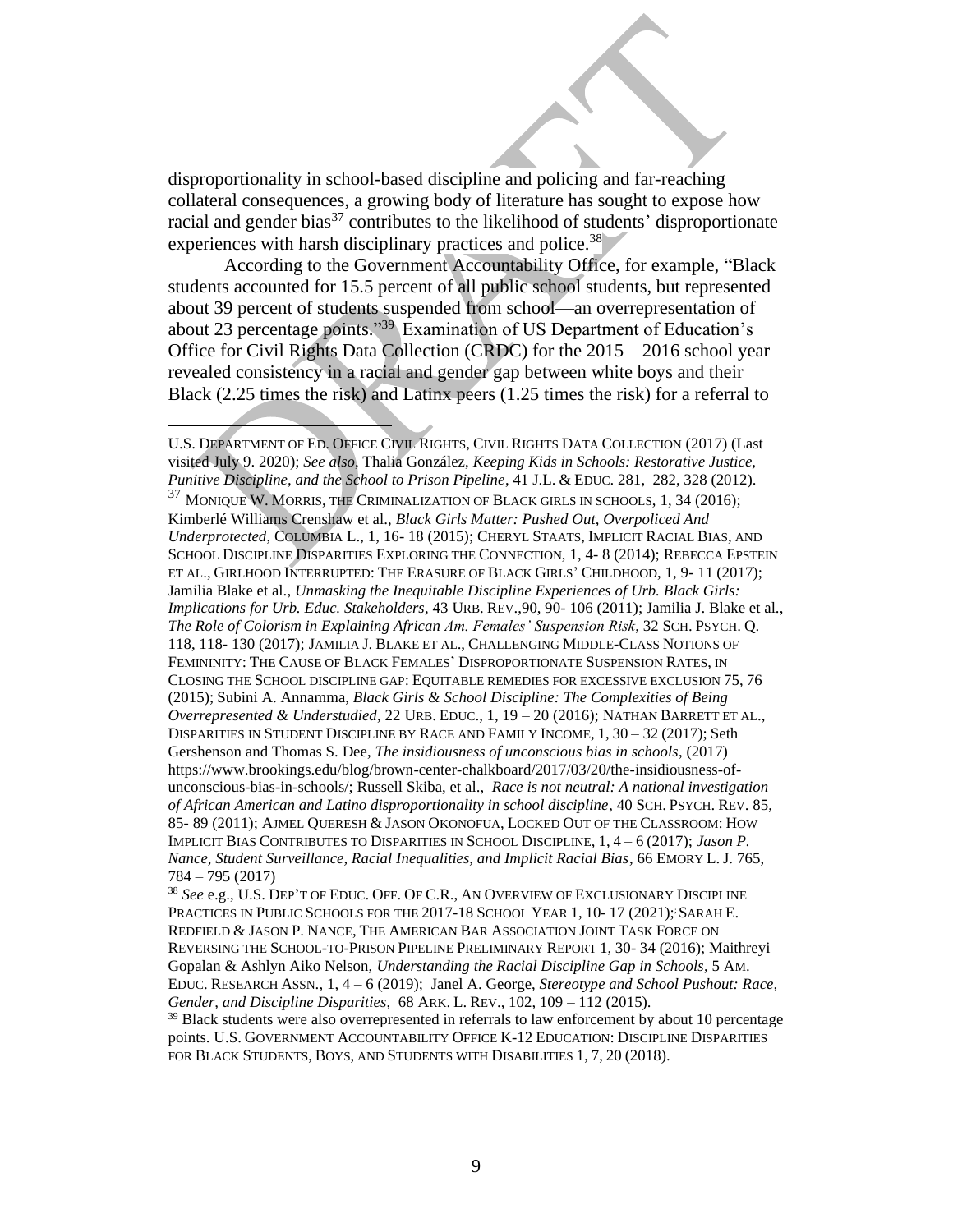disproportionality in school-based discipline and policing and far-reaching collateral consequences, a growing body of literature has sought to expose how racial and gender bias[37] contributes to the likelihood of students' disproportionate experiences with harsh disciplinary practices and police.[38]

According to the Government Accountability Office, for example, "Black students accounted for 15.5 percent of all public school students, but represented about 39 percent of students suspended from school—an overrepresentation of about 23 percentage points."[39] Examination of US Department of Education's Office for Civil Rights Data Collection (CRDC) for the 2015 – 2016 school year revealed consistency in a racial and gender gap between white boys and their Black (2.25 times the risk) and Latinx peers (1.25 times the risk) for a referral to

---

U.S. DEPARTMENT OF ED. OFFICE CIVIL RIGHTS, CIVIL RIGHTS DATA COLLECTION (2017) (Last visited July 9. 2020); *See also*, Thalia González, *Keeping Kids in Schools: Restorative Justice, Punitive Discipline, and the School to Prison Pipeline*, 41 J.L. & EDUC. 281, 282, 328 (2012).

[37] MONIQUE W. MORRIS, THE CRIMINALIZATION OF BLACK GIRLS IN SCHOOLS, 1, 34 (2016); Kimberlé Williams Crenshaw et al., *Black Girls Matter: Pushed Out, Overpoliced And Underprotected*, COLUMBIA L., 1, 16- 18 (2015); CHERYL STAATS, IMPLICIT RACIAL BIAS, AND SCHOOL DISCIPLINE DISPARITIES EXPLORING THE CONNECTION, 1, 4- 8 (2014); REBECCA EPSTEIN ET AL., GIRLHOOD INTERRUPTED: THE ERASURE OF BLACK GIRLS' CHILDHOOD, 1, 9- 11 (2017); Jamilia Blake et al., *Unmasking the Inequitable Discipline Experiences of Urb. Black Girls: Implications for Urb. Educ. Stakeholders*, 43 URB. REV.,90, 90- 106 (2011); Jamilia J. Blake et al., *The Role of Colorism in Explaining African Am. Females' Suspension Risk*, 32 SCH. PSYCH. Q. 118, 118- 130 (2017); JAMILIA J. BLAKE ET AL., CHALLENGING MIDDLE-CLASS NOTIONS OF FEMININITY: THE CAUSE OF BLACK FEMALES' DISPROPORTIONATE SUSPENSION RATES, IN CLOSING THE SCHOOL DISCIPLINE GAP: EQUITABLE REMEDIES FOR EXCESSIVE EXCLUSION 75, 76 (2015); Subini A. Annamma, *Black Girls & School Discipline: The Complexities of Being Overrepresented & Understudied*, 22 URB. EDUC., 1, 19 – 20 (2016); NATHAN BARRETT ET AL., DISPARITIES IN STUDENT DISCIPLINE BY RACE AND FAMILY INCOME, 1, 30 – 32 (2017); Seth Gershenson and Thomas S. Dee, *The insidiousness of unconscious bias in schools*, (2017) https://www.brookings.edu/blog/brown-center-chalkboard/2017/03/20/the-insidiousness-of-unconscious-bias-in-schools/; Russell Skiba, et al., *Race is not neutral: A national investigation of African American and Latino disproportionality in school discipline*, 40 SCH. PSYCH. REV. 85, 85- 89 (2011); AJMEL QUERESH & JASON OKONOFUA, LOCKED OUT OF THE CLASSROOM: HOW IMPLICIT BIAS CONTRIBUTES TO DISPARITIES IN SCHOOL DISCIPLINE, 1, 4 – 6 (2017); *Jason P. Nance, Student Surveillance, Racial Inequalities, and Implicit Racial Bias*, 66 EMORY L. J. 765, 784 – 795 (2017)

[38] *See* e.g., U.S. DEP'T OF EDUC. OFF. OF C.R., AN OVERVIEW OF EXCLUSIONARY DISCIPLINE PRACTICES IN PUBLIC SCHOOLS FOR THE 2017-18 SCHOOL YEAR 1, 10- 17 (2021); SARAH E. REDFIELD & JASON P. NANCE, THE AMERICAN BAR ASSOCIATION JOINT TASK FORCE ON REVERSING THE SCHOOL-TO-PRISON PIPELINE PRELIMINARY REPORT 1, 30- 34 (2016); Maithreyi Gopalan & Ashlyn Aiko Nelson, *Understanding the Racial Discipline Gap in Schools*, 5 AM. EDUC. RESEARCH ASSN., 1, 4 – 6 (2019); Janel A. George, *Stereotype and School Pushout: Race, Gender, and Discipline Disparities*, 68 ARK. L. REV., 102, 109 – 112 (2015).

[39] Black students were also overrepresented in referrals to law enforcement by about 10 percentage points. U.S. GOVERNMENT ACCOUNTABILITY OFFICE K-12 EDUCATION: DISCIPLINE DISPARITIES FOR BLACK STUDENTS, BOYS, AND STUDENTS WITH DISABILITIES 1, 7, 20 (2018).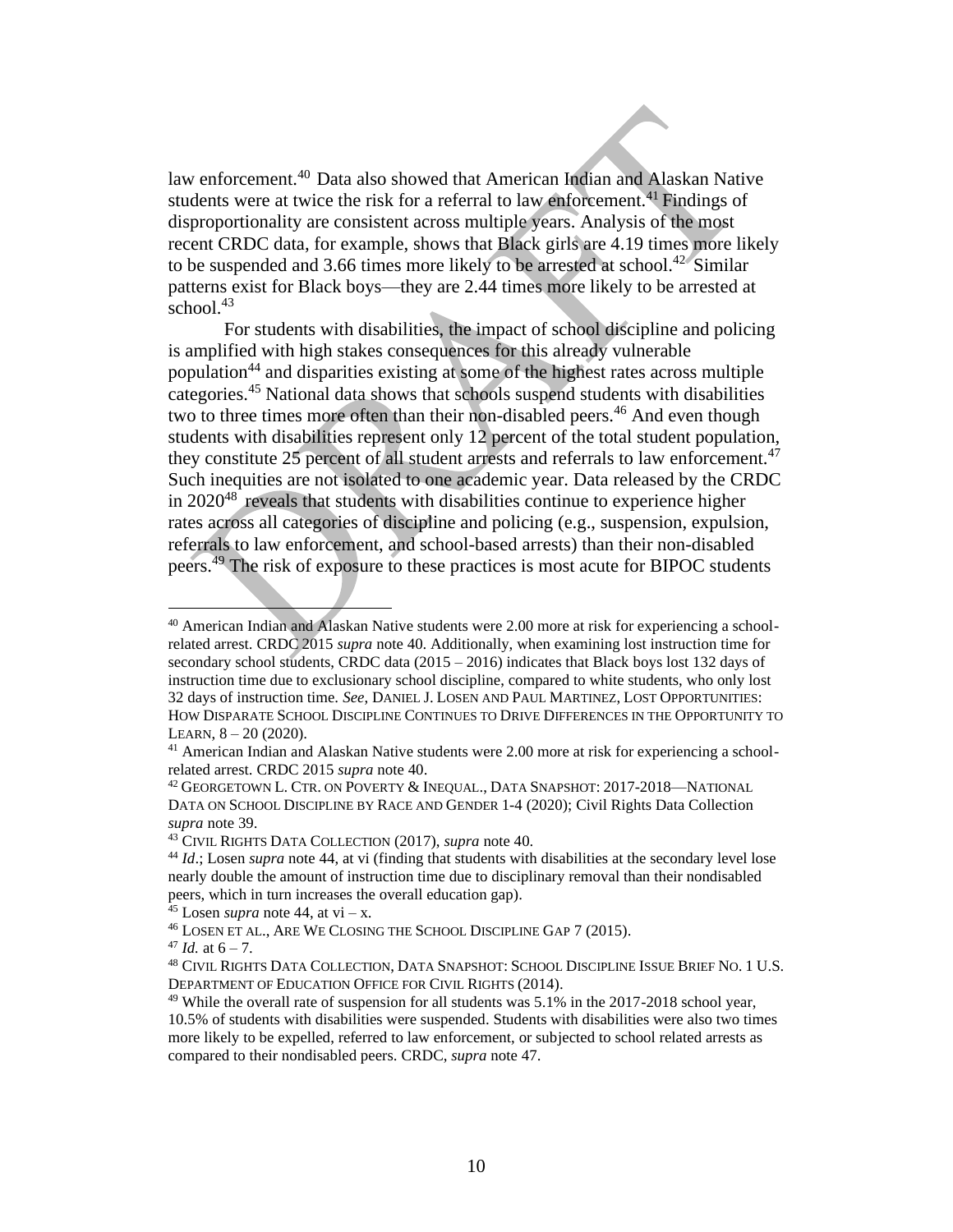law enforcement.[40] Data also showed that American Indian and Alaskan Native students were at twice the risk for a referral to law enforcement.[41] Findings of disproportionality are consistent across multiple years. Analysis of the most recent CRDC data, for example, shows that Black girls are 4.19 times more likely to be suspended and 3.66 times more likely to be arrested at school.[42] Similar patterns exist for Black boys—they are 2.44 times more likely to be arrested at school.[43]

For students with disabilities, the impact of school discipline and policing is amplified with high stakes consequences for this already vulnerable population[44] and disparities existing at some of the highest rates across multiple categories.[45] National data shows that schools suspend students with disabilities two to three times more often than their non-disabled peers.[46] And even though students with disabilities represent only 12 percent of the total student population, they constitute 25 percent of all student arrests and referrals to law enforcement.[47] Such inequities are not isolated to one academic year. Data released by the CRDC in 2020[48] reveals that students with disabilities continue to experience higher rates across all categories of discipline and policing (e.g., suspension, expulsion, referrals to law enforcement, and school-based arrests) than their non-disabled peers.[49] The risk of exposure to these practices is most acute for BIPOC students

---

[40] American Indian and Alaskan Native students were 2.00 more at risk for experiencing a school-related arrest. CRDC 2015 *supra* note 40. Additionally, when examining lost instruction time for secondary school students, CRDC data (2015 – 2016) indicates that Black boys lost 132 days of instruction time due to exclusionary school discipline, compared to white students, who only lost 32 days of instruction time. *See*, DANIEL J. LOSEN AND PAUL MARTINEZ, LOST OPPORTUNITIES: HOW DISPARATE SCHOOL DISCIPLINE CONTINUES TO DRIVE DIFFERENCES IN THE OPPORTUNITY TO LEARN, 8 – 20 (2020).

[41] American Indian and Alaskan Native students were 2.00 more at risk for experiencing a school-related arrest. CRDC 2015 *supra* note 40.

[42] GEORGETOWN L. CTR. ON POVERTY & INEQUAL., DATA SNAPSHOT: 2017-2018—NATIONAL DATA ON SCHOOL DISCIPLINE BY RACE AND GENDER 1-4 (2020); Civil Rights Data Collection *supra* note 39.

[43] CIVIL RIGHTS DATA COLLECTION (2017), *supra* note 40.

[44] *Id*.; Losen *supra* note 44, at vi (finding that students with disabilities at the secondary level lose nearly double the amount of instruction time due to disciplinary removal than their nondisabled peers, which in turn increases the overall education gap).

[45] Losen *supra* note 44, at vi – x.

[46] LOSEN ET AL., ARE WE CLOSING THE SCHOOL DISCIPLINE GAP 7 (2015).

[47] *Id.* at 6 – 7.

[48] CIVIL RIGHTS DATA COLLECTION, DATA SNAPSHOT: SCHOOL DISCIPLINE ISSUE BRIEF NO. 1 U.S. DEPARTMENT OF EDUCATION OFFICE FOR CIVIL RIGHTS (2014).

[49] While the overall rate of suspension for all students was 5.1% in the 2017-2018 school year, 10.5% of students with disabilities were suspended. Students with disabilities were also two times more likely to be expelled, referred to law enforcement, or subjected to school related arrests as compared to their nondisabled peers. CRDC, *supra* note 47.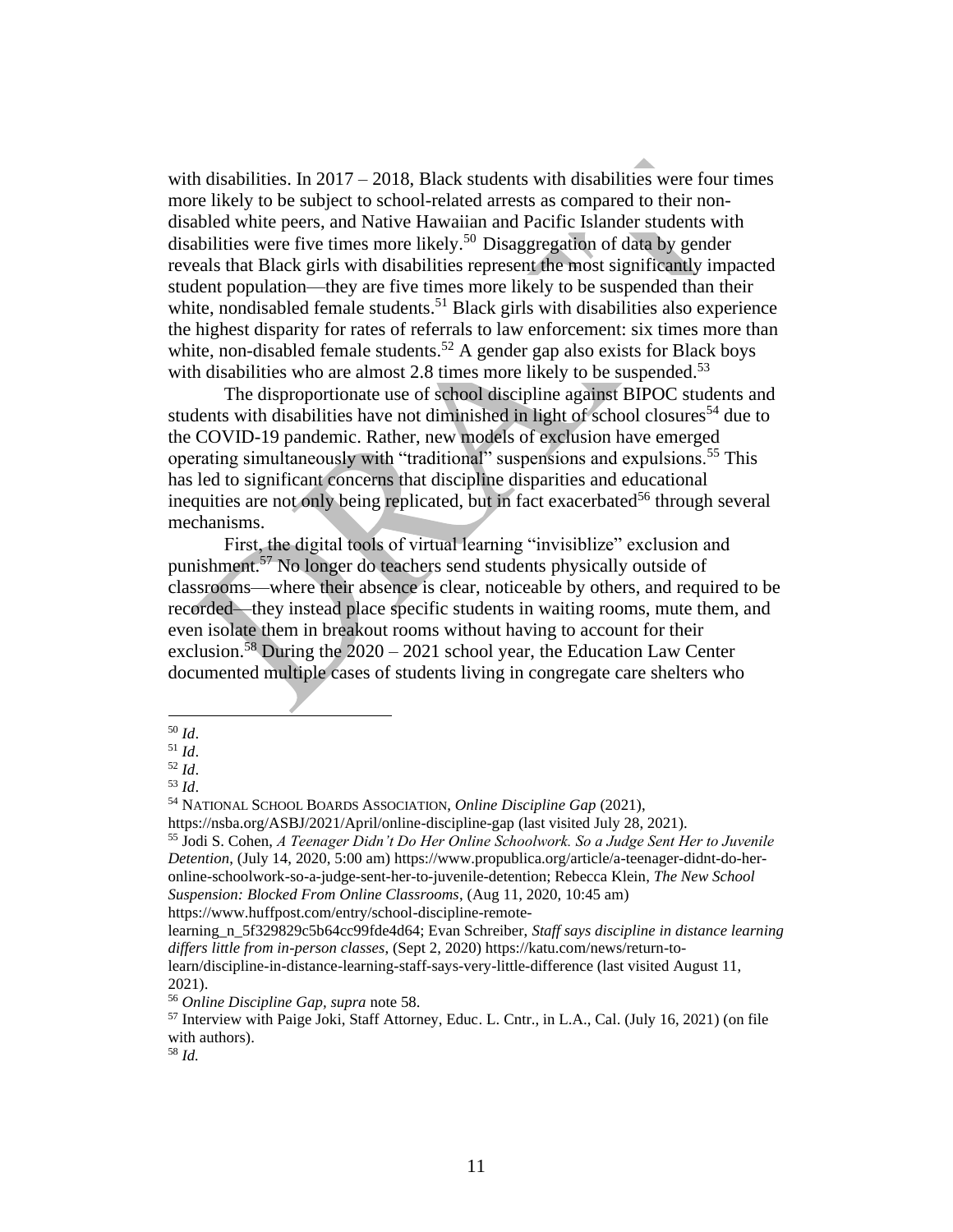with disabilities. In 2017 – 2018, Black students with disabilities were four times more likely to be subject to school-related arrests as compared to their non-disabled white peers, and Native Hawaiian and Pacific Islander students with disabilities were five times more likely.[50] Disaggregation of data by gender reveals that Black girls with disabilities represent the most significantly impacted student population—they are five times more likely to be suspended than their white, nondisabled female students.[51] Black girls with disabilities also experience the highest disparity for rates of referrals to law enforcement: six times more than white, non-disabled female students.[52] A gender gap also exists for Black boys with disabilities who are almost 2.8 times more likely to be suspended.[53]

The disproportionate use of school discipline against BIPOC students and students with disabilities have not diminished in light of school closures[54] due to the COVID-19 pandemic. Rather, new models of exclusion have emerged operating simultaneously with "traditional" suspensions and expulsions.[55] This has led to significant concerns that discipline disparities and educational inequities are not only being replicated, but in fact exacerbated[56] through several mechanisms.

First, the digital tools of virtual learning "invisiblize" exclusion and punishment.[57] No longer do teachers send students physically outside of classrooms—where their absence is clear, noticeable by others, and required to be recorded—they instead place specific students in waiting rooms, mute them, and even isolate them in breakout rooms without having to account for their exclusion.[58] During the 2020 – 2021 school year, the Education Law Center documented multiple cases of students living in congregate care shelters who

---

[50] *Id*.

[51] *Id*.

[52] *Id*.

[53] *Id*.

[54] NATIONAL SCHOOL BOARDS ASSOCIATION, *Online Discipline Gap* (2021), https://nsba.org/ASBJ/2021/April/online-discipline-gap (last visited July 28, 2021).

[55] Jodi S. Cohen, *A Teenager Didn't Do Her Online Schoolwork. So a Judge Sent Her to Juvenile Detention*, (July 14, 2020, 5:00 am) https://www.propublica.org/article/a-teenager-didnt-do-her-online-schoolwork-so-a-judge-sent-her-to-juvenile-detention; Rebecca Klein, *The New School Suspension: Blocked From Online Classrooms*, (Aug 11, 2020, 10:45 am) https://www.huffpost.com/entry/school-discipline-remote-learning_n_5f329829c5b64cc99fde4d64; Evan Schreiber, *Staff says discipline in distance learning differs little from in-person classes*, (Sept 2, 2020) https://katu.com/news/return-to-learn/discipline-in-distance-learning-staff-says-very-little-difference (last visited August 11, 2021).

[56] *Online Discipline Gap*, *supra* note 58.

[57] Interview with Paige Joki, Staff Attorney, Educ. L. Cntr., in L.A., Cal. (July 16, 2021) (on file with authors).

[58] *Id.*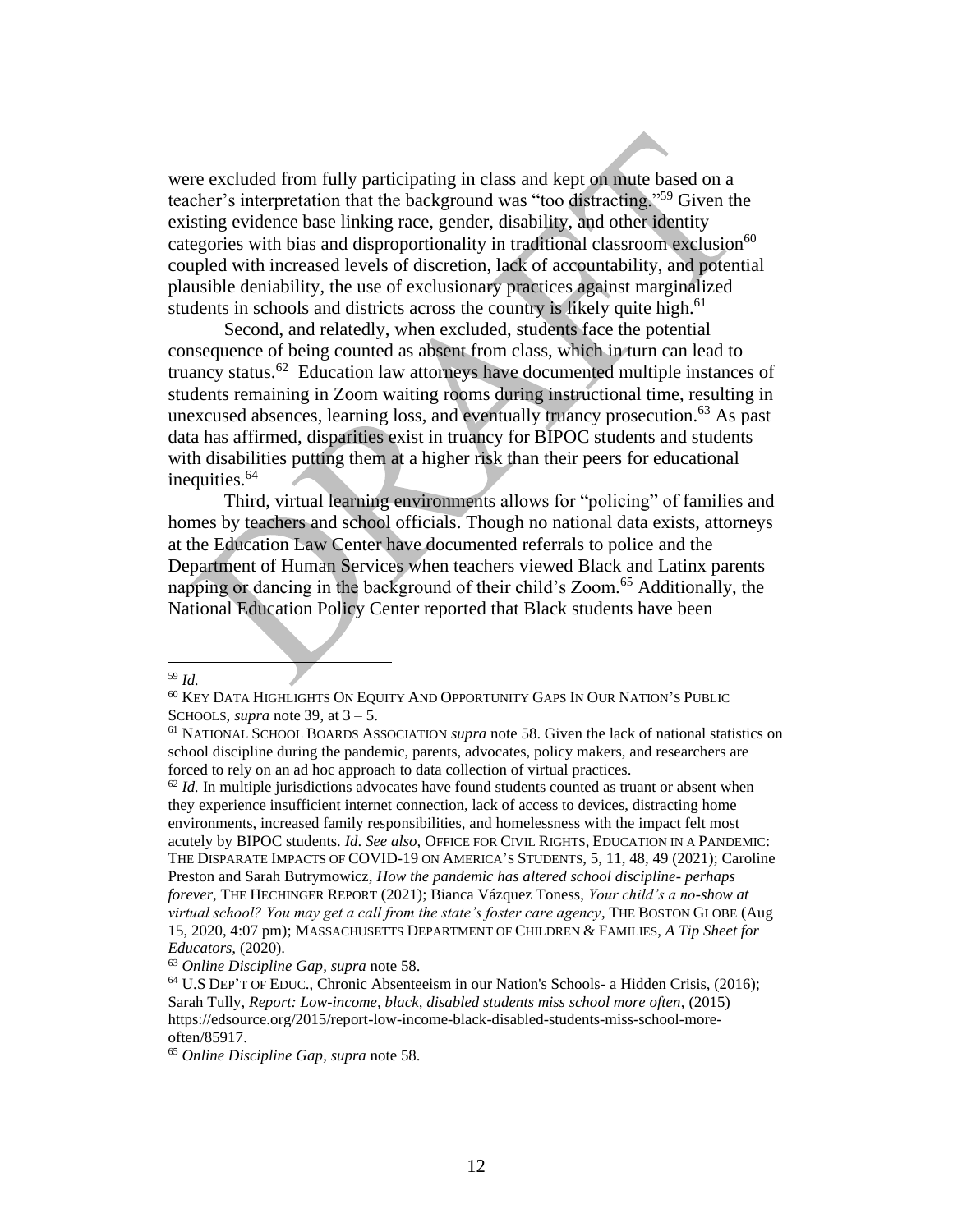were excluded from fully participating in class and kept on mute based on a teacher's interpretation that the background was "too distracting."[59] Given the existing evidence base linking race, gender, disability, and other identity categories with bias and disproportionality in traditional classroom exclusion[60] coupled with increased levels of discretion, lack of accountability, and potential plausible deniability, the use of exclusionary practices against marginalized students in schools and districts across the country is likely quite high.[61]

Second, and relatedly, when excluded, students face the potential consequence of being counted as absent from class, which in turn can lead to truancy status.[62] Education law attorneys have documented multiple instances of students remaining in Zoom waiting rooms during instructional time, resulting in unexcused absences, learning loss, and eventually truancy prosecution.[63] As past data has affirmed, disparities exist in truancy for BIPOC students and students with disabilities putting them at a higher risk than their peers for educational inequities.[64]

Third, virtual learning environments allows for "policing" of families and homes by teachers and school officials. Though no national data exists, attorneys at the Education Law Center have documented referrals to police and the Department of Human Services when teachers viewed Black and Latinx parents napping or dancing in the background of their child's Zoom.[65] Additionally, the National Education Policy Center reported that Black students have been

---

[59] *Id.*

[60] KEY DATA HIGHLIGHTS ON EQUITY AND OPPORTUNITY GAPS IN OUR NATION'S PUBLIC SCHOOLS, *supra* note 39, at 3 – 5.

[61] NATIONAL SCHOOL BOARDS ASSOCIATION *supra* note 58. Given the lack of national statistics on school discipline during the pandemic, parents, advocates, policy makers, and researchers are forced to rely on an ad hoc approach to data collection of virtual practices.

[62] *Id.* In multiple jurisdictions advocates have found students counted as truant or absent when they experience insufficient internet connection, lack of access to devices, distracting home environments, increased family responsibilities, and homelessness with the impact felt most acutely by BIPOC students. *Id*. *See also*, OFFICE FOR CIVIL RIGHTS, EDUCATION IN A PANDEMIC: THE DISPARATE IMPACTS OF COVID-19 ON AMERICA'S STUDENTS, 5, 11, 48, 49 (2021); Caroline Preston and Sarah Butrymowicz, *How the pandemic has altered school discipline- perhaps forever*, THE HECHINGER REPORT (2021); Bianca Vázquez Toness, *Your child's a no-show at virtual school? You may get a call from the state's foster care agency*, THE BOSTON GLOBE (Aug 15, 2020, 4:07 pm); MASSACHUSETTS DEPARTMENT OF CHILDREN & FAMILIES, *A Tip Sheet for Educators*, (2020).

[63] *Online Discipline Gap*, *supra* note 58.

[64] U.S DEP'T OF EDUC., Chronic Absenteeism in our Nation's Schools- a Hidden Crisis, (2016); Sarah Tully, *Report: Low-income, black, disabled students miss school more often*, (2015) https://edsource.org/2015/report-low-income-black-disabled-students-miss-school-more-often/85917.

[65] *Online Discipline Gap*, *supra* note 58.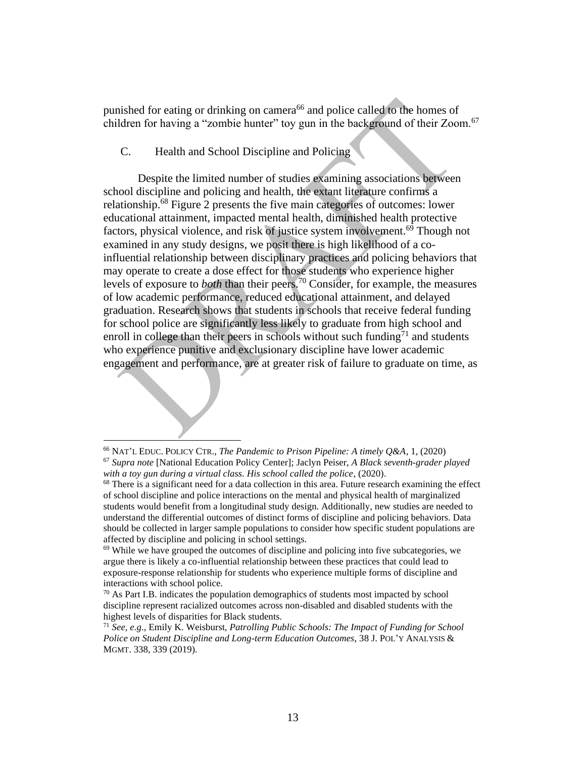punished for eating or drinking on camera[66] and police called to the homes of children for having a "zombie hunter" toy gun in the background of their Zoom.[67]

## C. Health and School Discipline and Policing

Despite the limited number of studies examining associations between school discipline and policing and health, the extant literature confirms a relationship.[68] Figure 2 presents the five main categories of outcomes: lower educational attainment, impacted mental health, diminished health protective factors, physical violence, and risk of justice system involvement.[69] Though not examined in any study designs, we posit there is high likelihood of a co-influential relationship between disciplinary practices and policing behaviors that may operate to create a dose effect for those students who experience higher levels of exposure to *both* than their peers.[70] Consider, for example, the measures of low academic performance, reduced educational attainment, and delayed graduation. Research shows that students in schools that receive federal funding for school police are significantly less likely to graduate from high school and enroll in college than their peers in schools without such funding[71] and students who experience punitive and exclusionary discipline have lower academic engagement and performance, are at greater risk of failure to graduate on time, as

---

[66] NAT'L EDUC. POLICY CTR., *The Pandemic to Prison Pipeline: A timely Q&A*, 1, (2020)

[67] *Supra note* [National Education Policy Center]; Jaclyn Peiser, *A Black seventh-grader played with a toy gun during a virtual class. His school called the police*, (2020).

[68] There is a significant need for a data collection in this area. Future research examining the effect of school discipline and police interactions on the mental and physical health of marginalized students would benefit from a longitudinal study design. Additionally, new studies are needed to understand the differential outcomes of distinct forms of discipline and policing behaviors. Data should be collected in larger sample populations to consider how specific student populations are affected by discipline and policing in school settings.

[69] While we have grouped the outcomes of discipline and policing into five subcategories, we argue there is likely a co-influential relationship between these practices that could lead to exposure-response relationship for students who experience multiple forms of discipline and interactions with school police.

[70] As Part I.B. indicates the population demographics of students most impacted by school discipline represent racialized outcomes across non-disabled and disabled students with the highest levels of disparities for Black students.

[71] *See, e.g.*, Emily K. Weisburst, *Patrolling Public Schools: The Impact of Funding for School Police on Student Discipline and Long-term Education Outcomes*, 38 J. POL'Y ANALYSIS & MGMT. 338, 339 (2019).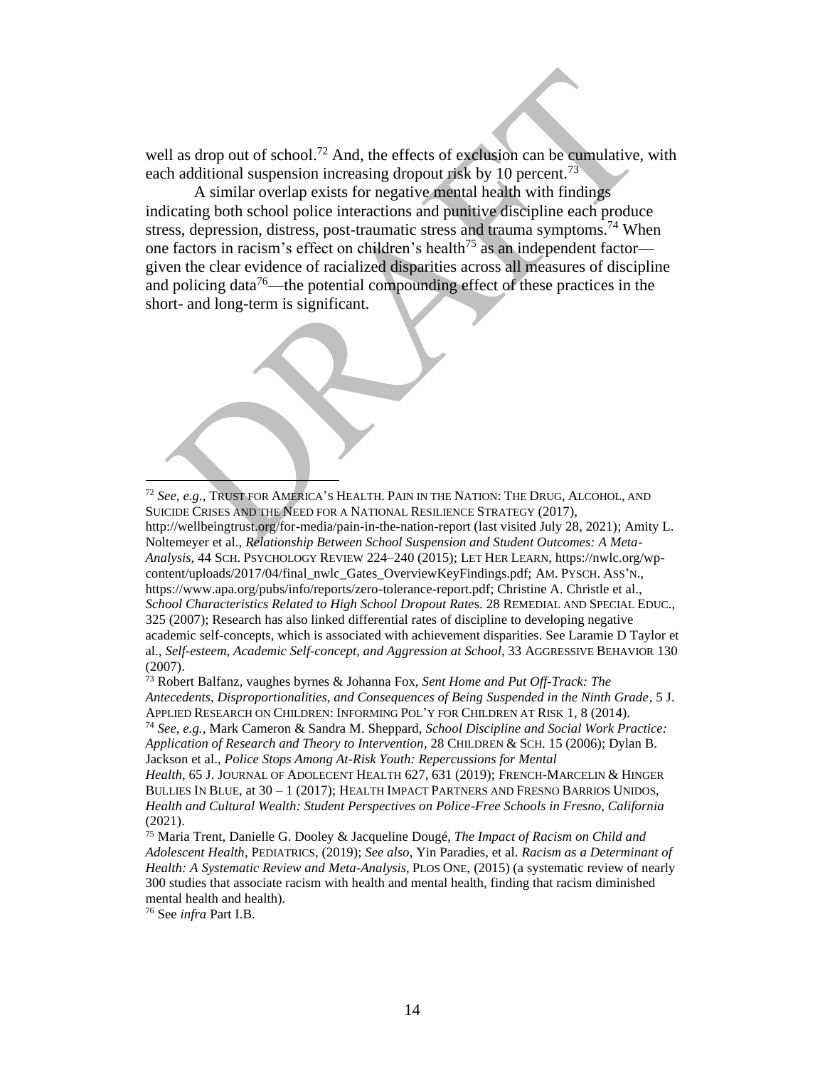well as drop out of school.[72] And, the effects of exclusion can be cumulative, with each additional suspension increasing dropout risk by 10 percent.[73]

A similar overlap exists for negative mental health with findings indicating both school police interactions and punitive discipline each produce stress, depression, distress, post-traumatic stress and trauma symptoms.[74] When one factors in racism's effect on children's health[75] as an independent factor—given the clear evidence of racialized disparities across all measures of discipline and policing data[76]—the potential compounding effect of these practices in the short- and long-term is significant.

---

[72] *See, e.g.*, TRUST FOR AMERICA'S HEALTH. PAIN IN THE NATION: THE DRUG, ALCOHOL, AND SUICIDE CRISES AND THE NEED FOR A NATIONAL RESILIENCE STRATEGY (2017), http://wellbeingtrust.org/for-media/pain-in-the-nation-report (last visited July 28, 2021); Amity L. Noltemeyer et al., *Relationship Between School Suspension and Student Outcomes: A Meta-Analysis*, 44 SCH. PSYCHOLOGY REVIEW 224–240 (2015); LET HER LEARN, https://nwlc.org/wp-content/uploads/2017/04/final_nwlc_Gates_OverviewKeyFindings.pdf; AM. PYSCH. ASS'N., https://www.apa.org/pubs/info/reports/zero-tolerance-report.pdf; Christine A. Christle et al., *School Characteristics Related to High School Dropout Rates.* 28 REMEDIAL AND SPECIAL EDUC., 325 (2007); Research has also linked differential rates of discipline to developing negative academic self-concepts, which is associated with achievement disparities. See Laramie D Taylor et al., *Self-esteem, Academic Self-concept, and Aggression at School*, 33 AGGRESSIVE BEHAVIOR 130 (2007).

[73] Robert Balfanz, vaughes byrnes & Johanna Fox, *Sent Home and Put Off-Track: The Antecedents, Disproportionalities, and Consequences of Being Suspended in the Ninth Grade*, 5 J. APPLIED RESEARCH ON CHILDREN: INFORMING POL'Y FOR CHILDREN AT RISK 1, 8 (2014).

[74] *See, e.g.*, Mark Cameron & Sandra M. Sheppard, *School Discipline and Social Work Practice: Application of Research and Theory to Intervention*, 28 CHILDREN & SCH. 15 (2006); Dylan B. Jackson et al., *Police Stops Among At-Risk Youth: Repercussions for Mental Health*, 65 J. JOURNAL OF ADOLECENT HEALTH 627, 631 (2019); FRENCH-MARCELIN & HINGER BULLIES IN BLUE, at 30 – 1 (2017); HEALTH IMPACT PARTNERS AND FRESNO BARRIOS UNIDOS, *Health and Cultural Wealth: Student Perspectives on Police-Free Schools in Fresno, California* (2021).

[75] Maria Trent, Danielle G. Dooley & Jacqueline Dougé, *The Impact of Racism on Child and Adolescent Health*, PEDIATRICS, (2019); *See also*, Yin Paradies, et al. *Racism as a Determinant of Health: A Systematic Review and Meta-Analysis*, PLOS ONE, (2015) (a systematic review of nearly 300 studies that associate racism with health and mental health, finding that racism diminished mental health and health).

[76] See *infra* Part I.B.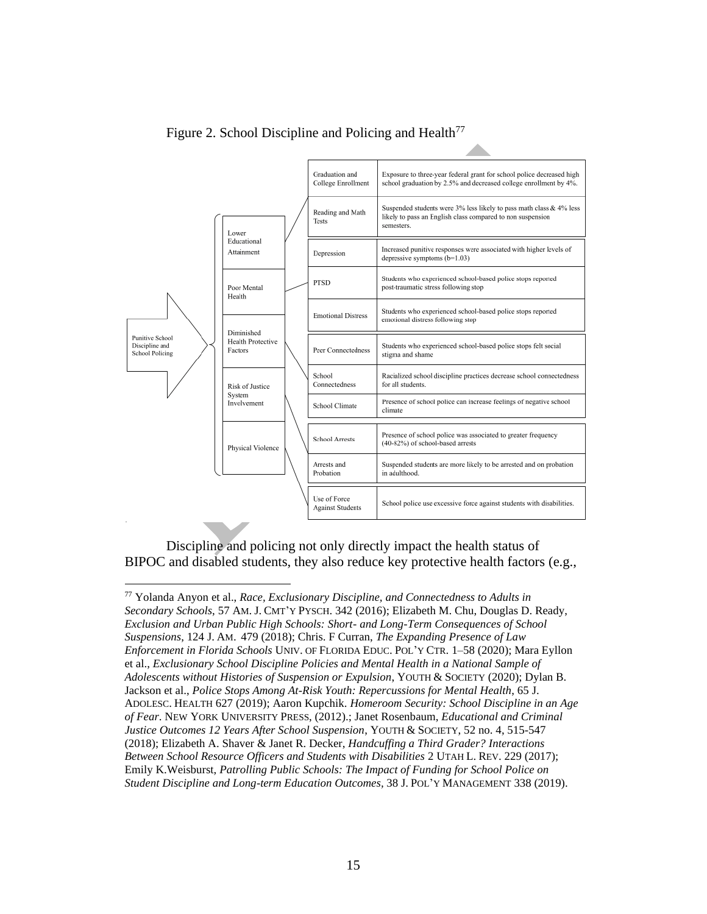Figure 2. School Discipline and Policing and Health[77]

| Category | Outcome | Finding |
|---|---|---|
| Lower Educational Attainment | Graduation and College Enrollment | Exposure to three-year federal grant for school police decreased high school graduation by 2.5% and decreased college enrollment by 4%. |
| | Reading and Math Tests | Suspended students were 3% less likely to pass math class & 4% less likely to pass an English class compared to non suspension semesters. |
| Poor Mental Health | Depression | Increased punitive responses were associated with higher levels of depressive symptoms (b=1.03) |
| | PTSD | Students who experienced school-based police stops reported post-traumatic stress following stop |
| | Emotional Distress | Students who experienced school-based police stops reported emotional distress following stop |
| Diminished Health Protective Factors | Peer Connectedness | Students who experienced school-based police stops felt social stigma and shame |
| | School Connectedness | Racialized school discipline practices decrease school connectedness for all students. |
| | School Climate | Presence of school police can increase feelings of negative school climate |
| Risk of Justice System Involvement | School Arrests | Presence of school police was associated to greater frequency (40-82%) of school-based arrests |
| | Arrests and Probation | Suspended students are more likely to be arrested and on probation in adulthood. |
| Physical Violence | Use of Force Against Students | School police use excessive force against students with disabilities. |

Source: Punitive School Discipline and School Policing

Discipline and policing not only directly impact the health status of BIPOC and disabled students, they also reduce key protective health factors (e.g.,

[77] Yolanda Anyon et al., *Race, Exclusionary Discipline, and Connectedness to Adults in Secondary Schools*, 57 AM. J. CMT'Y PYSCH. 342 (2016); Elizabeth M. Chu, Douglas D. Ready, *Exclusion and Urban Public High Schools: Short- and Long-Term Consequences of School Suspensions*, 124 J. AM. 479 (2018); Chris. F Curran, *The Expanding Presence of Law Enforcement in Florida Schools* UNIV. OF FLORIDA EDUC. POL'Y CTR. 1–58 (2020); Mara Eyllon et al., *Exclusionary School Discipline Policies and Mental Health in a National Sample of Adolescents without Histories of Suspension or Expulsion*, YOUTH & SOCIETY (2020); Dylan B. Jackson et al., *Police Stops Among At-Risk Youth: Repercussions for Mental Health*, 65 J. ADOLESC. HEALTH 627 (2019); Aaron Kupchik. *Homeroom Security: School Discipline in an Age of Fear*. NEW YORK UNIVERSITY PRESS, (2012).; Janet Rosenbaum, *Educational and Criminal Justice Outcomes 12 Years After School Suspension*, YOUTH & SOCIETY, 52 no. 4, 515-547 (2018); Elizabeth A. Shaver & Janet R. Decker, *Handcuffing a Third Grader? Interactions Between School Resource Officers and Students with Disabilities* 2 UTAH L. REV. 229 (2017); Emily K.Weisburst, *Patrolling Public Schools: The Impact of Funding for School Police on Student Discipline and Long-term Education Outcomes*, 38 J. POL'Y MANAGEMENT 338 (2019).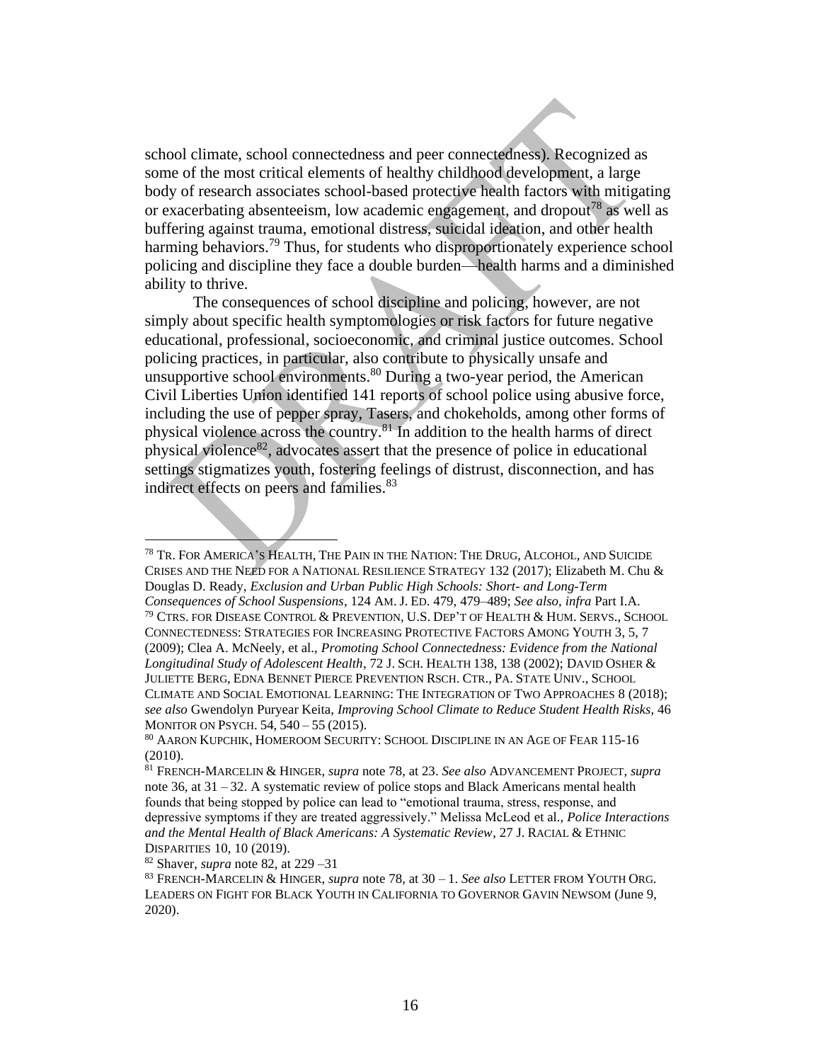school climate, school connectedness and peer connectedness). Recognized as some of the most critical elements of healthy childhood development, a large body of research associates school-based protective health factors with mitigating or exacerbating absenteeism, low academic engagement, and dropout[78] as well as buffering against trauma, emotional distress, suicidal ideation, and other health harming behaviors.[79] Thus, for students who disproportionately experience school policing and discipline they face a double burden—health harms and a diminished ability to thrive.

The consequences of school discipline and policing, however, are not simply about specific health symptomologies or risk factors for future negative educational, professional, socioeconomic, and criminal justice outcomes. School policing practices, in particular, also contribute to physically unsafe and unsupportive school environments.[80] During a two-year period, the American Civil Liberties Union identified 141 reports of school police using abusive force, including the use of pepper spray, Tasers, and chokeholds, among other forms of physical violence across the country.[81] In addition to the health harms of direct physical violence[82], advocates assert that the presence of police in educational settings stigmatizes youth, fostering feelings of distrust, disconnection, and has indirect effects on peers and families.[83]

---

[78] TR. FOR AMERICA'S HEALTH, THE PAIN IN THE NATION: THE DRUG, ALCOHOL, AND SUICIDE CRISES AND THE NEED FOR A NATIONAL RESILIENCE STRATEGY 132 (2017); Elizabeth M. Chu & Douglas D. Ready, *Exclusion and Urban Public High Schools: Short- and Long-Term Consequences of School Suspensions*, 124 AM. J. ED. 479, 479–489; *See also, infra* Part I.A.

[79] CTRS. FOR DISEASE CONTROL & PREVENTION, U.S. DEP'T OF HEALTH & HUM. SERVS., SCHOOL CONNECTEDNESS: STRATEGIES FOR INCREASING PROTECTIVE FACTORS AMONG YOUTH 3, 5, 7 (2009); Clea A. McNeely, et al., *Promoting School Connectedness: Evidence from the National Longitudinal Study of Adolescent Health*, 72 J. SCH. HEALTH 138, 138 (2002); DAVID OSHER & JULIETTE BERG, EDNA BENNET PIERCE PREVENTION RSCH. CTR., PA. STATE UNIV., SCHOOL CLIMATE AND SOCIAL EMOTIONAL LEARNING: THE INTEGRATION OF TWO APPROACHES 8 (2018); *see also* Gwendolyn Puryear Keita, *Improving School Climate to Reduce Student Health Risks*, 46 MONITOR ON PSYCH. 54, 540 – 55 (2015).

[80] AARON KUPCHIK, HOMEROOM SECURITY: SCHOOL DISCIPLINE IN AN AGE OF FEAR 115-16 (2010).

[81] FRENCH-MARCELIN & HINGER, *supra* note 78, at 23. *See also* ADVANCEMENT PROJECT, *supra* note 36, at 31 – 32. A systematic review of police stops and Black Americans mental health founds that being stopped by police can lead to "emotional trauma, stress, response, and depressive symptoms if they are treated aggressively." Melissa McLeod et al., *Police Interactions and the Mental Health of Black Americans: A Systematic Review*, 27 J. RACIAL & ETHNIC DISPARITIES 10, 10 (2019).

[82] Shaver, *supra* note 82, at 229 –31

[83] FRENCH-MARCELIN & HINGER, *supra* note 78, at 30 – 1. *See also* LETTER FROM YOUTH ORG. LEADERS ON FIGHT FOR BLACK YOUTH IN CALIFORNIA TO GOVERNOR GAVIN NEWSOM (June 9, 2020).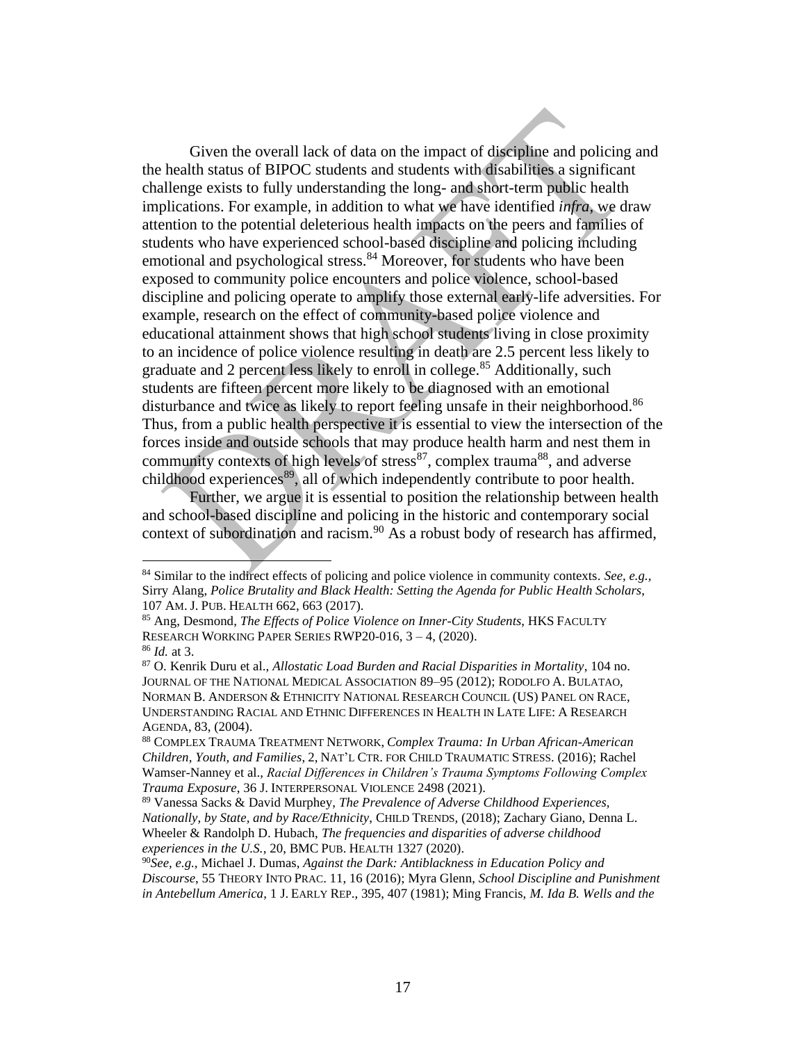Given the overall lack of data on the impact of discipline and policing and the health status of BIPOC students and students with disabilities a significant challenge exists to fully understanding the long- and short-term public health implications. For example, in addition to what we have identified *infra*, we draw attention to the potential deleterious health impacts on the peers and families of students who have experienced school-based discipline and policing including emotional and psychological stress.[84] Moreover, for students who have been exposed to community police encounters and police violence, school-based discipline and policing operate to amplify those external early-life adversities. For example, research on the effect of community-based police violence and educational attainment shows that high school students living in close proximity to an incidence of police violence resulting in death are 2.5 percent less likely to graduate and 2 percent less likely to enroll in college.[85] Additionally, such students are fifteen percent more likely to be diagnosed with an emotional disturbance and twice as likely to report feeling unsafe in their neighborhood.[86] Thus, from a public health perspective it is essential to view the intersection of the forces inside and outside schools that may produce health harm and nest them in community contexts of high levels of stress[87], complex trauma[88], and adverse childhood experiences[89], all of which independently contribute to poor health.

Further, we argue it is essential to position the relationship between health and school-based discipline and policing in the historic and contemporary social context of subordination and racism.[90] As a robust body of research has affirmed,

---

[84] Similar to the indirect effects of policing and police violence in community contexts. *See, e.g.*, Sirry Alang, *Police Brutality and Black Health: Setting the Agenda for Public Health Scholars*, 107 AM. J. PUB. HEALTH 662, 663 (2017).

[85] Ang, Desmond, *The Effects of Police Violence on Inner-City Students*, HKS FACULTY RESEARCH WORKING PAPER SERIES RWP20-016, 3 – 4, (2020).

[86] *Id.* at 3.

[87] O. Kenrik Duru et al., *Allostatic Load Burden and Racial Disparities in Mortality*, 104 no. JOURNAL OF THE NATIONAL MEDICAL ASSOCIATION 89–95 (2012); RODOLFO A. BULATAO, NORMAN B. ANDERSON & ETHNICITY NATIONAL RESEARCH COUNCIL (US) PANEL ON RACE, UNDERSTANDING RACIAL AND ETHNIC DIFFERENCES IN HEALTH IN LATE LIFE: A RESEARCH AGENDA, 83, (2004).

[88] COMPLEX TRAUMA TREATMENT NETWORK, *Complex Trauma: In Urban African-American Children, Youth, and Families*, 2, NAT'L CTR. FOR CHILD TRAUMATIC STRESS. (2016); Rachel Wamser-Nanney et al., *Racial Differences in Children's Trauma Symptoms Following Complex Trauma Exposure*, 36 J. INTERPERSONAL VIOLENCE 2498 (2021).

[89] Vanessa Sacks & David Murphey, *The Prevalence of Adverse Childhood Experiences, Nationally, by State, and by Race/Ethnicity*, CHILD TRENDS, (2018); Zachary Giano, Denna L. Wheeler & Randolph D. Hubach, *The frequencies and disparities of adverse childhood experiences in the U.S.*, 20, BMC PUB. HEALTH 1327 (2020).

[90] *See, e.g.*, Michael J. Dumas, *Against the Dark: Antiblackness in Education Policy and Discourse*, 55 THEORY INTO PRAC. 11, 16 (2016); Myra Glenn, *School Discipline and Punishment in Antebellum America*, 1 J. EARLY REP., 395, 407 (1981); Ming Francis, *M. Ida B. Wells and the*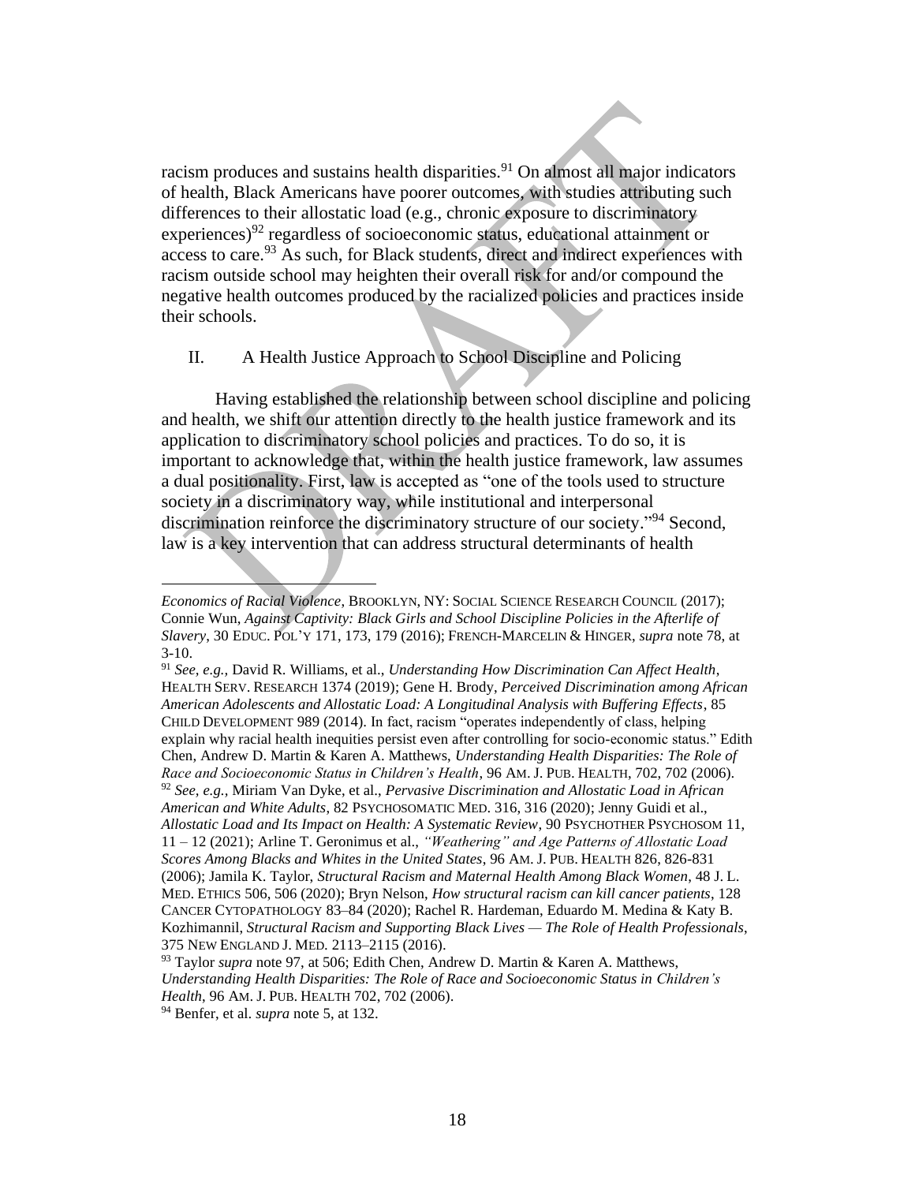racism produces and sustains health disparities.[91] On almost all major indicators of health, Black Americans have poorer outcomes, with studies attributing such differences to their allostatic load (e.g., chronic exposure to discriminatory experiences)[92] regardless of socioeconomic status, educational attainment or access to care.[93] As such, for Black students, direct and indirect experiences with racism outside school may heighten their overall risk for and/or compound the negative health outcomes produced by the racialized policies and practices inside their schools.

## II. A Health Justice Approach to School Discipline and Policing

Having established the relationship between school discipline and policing and health, we shift our attention directly to the health justice framework and its application to discriminatory school policies and practices. To do so, it is important to acknowledge that, within the health justice framework, law assumes a dual positionality. First, law is accepted as "one of the tools used to structure society in a discriminatory way, while institutional and interpersonal discrimination reinforce the discriminatory structure of our society."[94] Second, law is a key intervention that can address structural determinants of health

---

*Economics of Racial Violence*, BROOKLYN, NY: SOCIAL SCIENCE RESEARCH COUNCIL (2017); Connie Wun, *Against Captivity: Black Girls and School Discipline Policies in the Afterlife of Slavery*, 30 EDUC. POL'Y 171, 173, 179 (2016); FRENCH-MARCELIN & HINGER, *supra* note 78, at 3-10.

[91] *See, e.g.,* David R. Williams, et al., *Understanding How Discrimination Can Affect Health*, HEALTH SERV. RESEARCH 1374 (2019); Gene H. Brody, *Perceived Discrimination among African American Adolescents and Allostatic Load: A Longitudinal Analysis with Buffering Effects*, 85 CHILD DEVELOPMENT 989 (2014). In fact, racism "operates independently of class, helping explain why racial health inequities persist even after controlling for socio-economic status." Edith Chen, Andrew D. Martin & Karen A. Matthews, *Understanding Health Disparities: The Role of Race and Socioeconomic Status in Children's Health*, 96 AM. J. PUB. HEALTH, 702, 702 (2006).

[92] *See, e.g.,* Miriam Van Dyke, et al., *Pervasive Discrimination and Allostatic Load in African American and White Adults*, 82 PSYCHOSOMATIC MED. 316, 316 (2020); Jenny Guidi et al., *Allostatic Load and Its Impact on Health: A Systematic Review*, 90 PSYCHOTHER PSYCHOSOM 11, 11 – 12 (2021); Arline T. Geronimus et al., *"Weathering" and Age Patterns of Allostatic Load Scores Among Blacks and Whites in the United States*, 96 AM. J. PUB. HEALTH 826, 826-831 (2006); Jamila K. Taylor, *Structural Racism and Maternal Health Among Black Women*, 48 J. L. MED. ETHICS 506, 506 (2020); Bryn Nelson, *How structural racism can kill cancer patients*, 128 CANCER CYTOPATHOLOGY 83–84 (2020); Rachel R. Hardeman, Eduardo M. Medina & Katy B. Kozhimannil, *Structural Racism and Supporting Black Lives — The Role of Health Professionals*, 375 NEW ENGLAND J. MED. 2113–2115 (2016).

[93] Taylor *supra* note 97, at 506; Edith Chen, Andrew D. Martin & Karen A. Matthews, *Understanding Health Disparities: The Role of Race and Socioeconomic Status in Children's Health*, 96 AM. J. PUB. HEALTH 702, 702 (2006).

[94] Benfer, et al. *supra* note 5, at 132.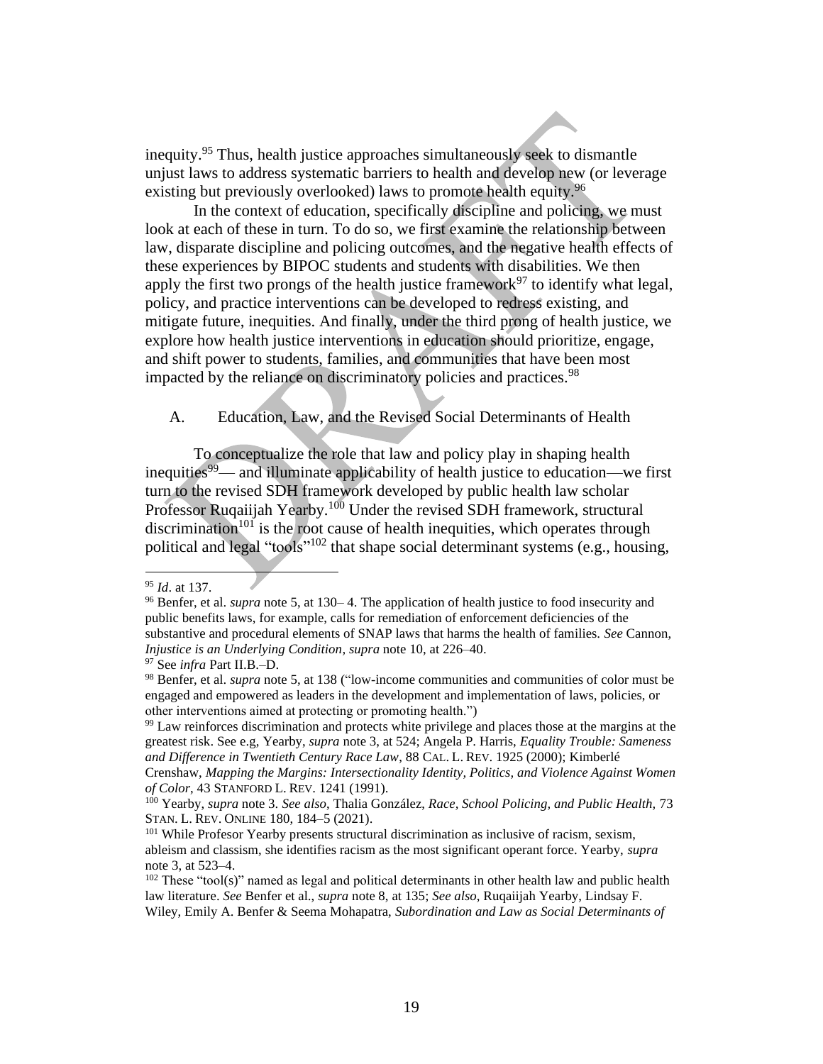inequity.[95] Thus, health justice approaches simultaneously seek to dismantle unjust laws to address systematic barriers to health and develop new (or leverage existing but previously overlooked) laws to promote health equity.[96]

In the context of education, specifically discipline and policing, we must look at each of these in turn. To do so, we first examine the relationship between law, disparate discipline and policing outcomes, and the negative health effects of these experiences by BIPOC students and students with disabilities. We then apply the first two prongs of the health justice framework[97] to identify what legal, policy, and practice interventions can be developed to redress existing, and mitigate future, inequities. And finally, under the third prong of health justice, we explore how health justice interventions in education should prioritize, engage, and shift power to students, families, and communities that have been most impacted by the reliance on discriminatory policies and practices.[98]

### A. Education, Law, and the Revised Social Determinants of Health

To conceptualize the role that law and policy play in shaping health inequities[99]— and illuminate applicability of health justice to education—we first turn to the revised SDH framework developed by public health law scholar Professor Ruqaiijah Yearby.[100] Under the revised SDH framework, structural discrimination[101] is the root cause of health inequities, which operates through political and legal "tools"[102] that shape social determinant systems (e.g., housing,

---

[95] *Id*. at 137.

[96] Benfer, et al. *supra* note 5, at 130– 4. The application of health justice to food insecurity and public benefits laws, for example, calls for remediation of enforcement deficiencies of the substantive and procedural elements of SNAP laws that harms the health of families. *See* Cannon, *Injustice is an Underlying Condition*, *supra* note 10, at 226–40.

[97] See *infra* Part II.B.–D.

[98] Benfer, et al. *supra* note 5, at 138 ("low-income communities and communities of color must be engaged and empowered as leaders in the development and implementation of laws, policies, or other interventions aimed at protecting or promoting health.")

[99] Law reinforces discrimination and protects white privilege and places those at the margins at the greatest risk. See e.g, Yearby, *supra* note 3, at 524; Angela P. Harris, *Equality Trouble: Sameness and Difference in Twentieth Century Race Law*, 88 CAL. L. REV. 1925 (2000); Kimberlé Crenshaw, *Mapping the Margins: Intersectionality Identity, Politics, and Violence Against Women of Color*, 43 STANFORD L. REV. 1241 (1991).

[100] Yearby, *supra* note 3. *See also*, Thalia González, *Race, School Policing, and Public Health,* 73 STAN. L. REV. ONLINE 180, 184–5 (2021).

[101] While Profesor Yearby presents structural discrimination as inclusive of racism, sexism, ableism and classism, she identifies racism as the most significant operant force. Yearby, *supra* note 3, at 523–4.

[102] These "tool(s)" named as legal and political determinants in other health law and public health law literature. *See* Benfer et al., *supra* note 8, at 135; *See also*, Ruqaiijah Yearby, Lindsay F. Wiley, Emily A. Benfer & Seema Mohapatra, *Subordination and Law as Social Determinants of*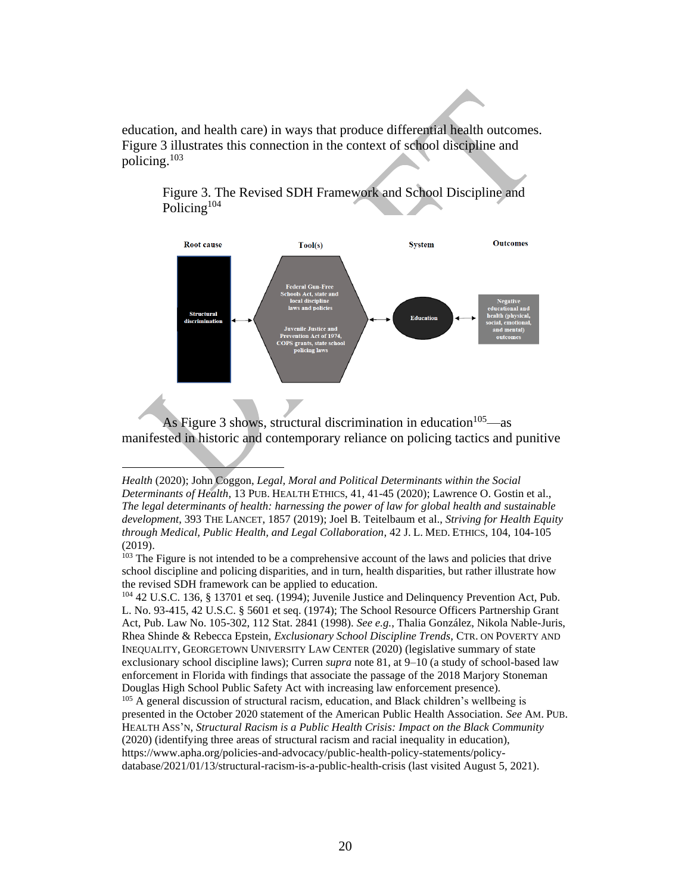education, and health care) in ways that produce differential health outcomes. Figure 3 illustrates this connection in the context of school discipline and policing.[103]

Figure 3. The Revised SDH Framework and School Discipline and Policing[104]

| Root cause | Tool(s) | System | Outcomes |
|---|---|---|---|
| Structural discrimination | Federal Gun-Free Schools Act, state and local discipline laws and policies; Juvenile Justice and Prevention Act of 1974, COPS grants, state school policing laws | Education | Negative educational and health (physical, social, emotional, and mental) outcomes |

As Figure 3 shows, structural discrimination in education[105]—as manifested in historic and contemporary reliance on policing tactics and punitive

---

*Health* (2020); John Coggon, *Legal, Moral and Political Determinants within the Social Determinants of Health*, 13 PUB. HEALTH ETHICS, 41, 41-45 (2020); Lawrence O. Gostin et al., *The legal determinants of health: harnessing the power of law for global health and sustainable development*, 393 THE LANCET, 1857 (2019); Joel B. Teitelbaum et al., *Striving for Health Equity through Medical, Public Health, and Legal Collaboration*, 42 J. L. MED. ETHICS, 104, 104-105 (2019).

[103] The Figure is not intended to be a comprehensive account of the laws and policies that drive school discipline and policing disparities, and in turn, health disparities, but rather illustrate how the revised SDH framework can be applied to education.

[104] 42 U.S.C. 136, § 13701 et seq. (1994); Juvenile Justice and Delinquency Prevention Act, Pub. L. No. 93-415, 42 U.S.C. § 5601 et seq. (1974); The School Resource Officers Partnership Grant Act, Pub. Law No. 105-302, 112 Stat. 2841 (1998). *See e.g.*, Thalia González, Nikola Nable-Juris, Rhea Shinde & Rebecca Epstein, *Exclusionary School Discipline Trends*, CTR. ON POVERTY AND INEQUALITY, GEORGETOWN UNIVERSITY LAW CENTER (2020) (legislative summary of state exclusionary school discipline laws); Curren *supra* note 81, at 9–10 (a study of school-based law enforcement in Florida with findings that associate the passage of the 2018 Marjory Stoneman Douglas High School Public Safety Act with increasing law enforcement presence).

[105] A general discussion of structural racism, education, and Black children's wellbeing is presented in the October 2020 statement of the American Public Health Association. *See* AM. PUB. HEALTH ASS'N, *Structural Racism is a Public Health Crisis: Impact on the Black Community* (2020) (identifying three areas of structural racism and racial inequality in education), https://www.apha.org/policies-and-advocacy/public-health-policy-statements/policy-database/2021/01/13/structural-racism-is-a-public-health-crisis (last visited August 5, 2021).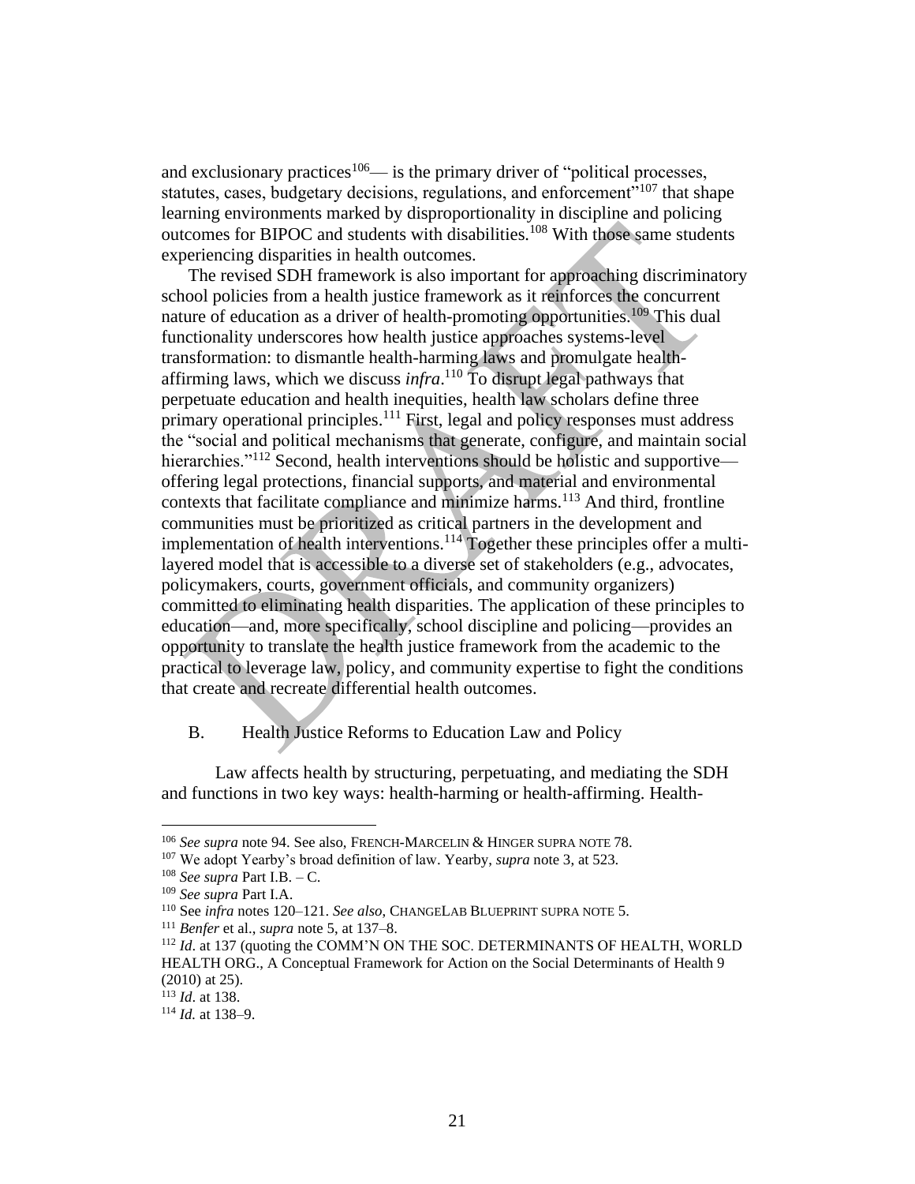and exclusionary practices[106]— is the primary driver of "political processes, statutes, cases, budgetary decisions, regulations, and enforcement"[107] that shape learning environments marked by disproportionality in discipline and policing outcomes for BIPOC and students with disabilities.[108] With those same students experiencing disparities in health outcomes.

The revised SDH framework is also important for approaching discriminatory school policies from a health justice framework as it reinforces the concurrent nature of education as a driver of health-promoting opportunities.[109] This dual functionality underscores how health justice approaches systems-level transformation: to dismantle health-harming laws and promulgate health-affirming laws, which we discuss *infra*.[110] To disrupt legal pathways that perpetuate education and health inequities, health law scholars define three primary operational principles.[111] First, legal and policy responses must address the "social and political mechanisms that generate, configure, and maintain social hierarchies."[112] Second, health interventions should be holistic and supportive—offering legal protections, financial supports, and material and environmental contexts that facilitate compliance and minimize harms.[113] And third, frontline communities must be prioritized as critical partners in the development and implementation of health interventions.[114] Together these principles offer a multi-layered model that is accessible to a diverse set of stakeholders (e.g., advocates, policymakers, courts, government officials, and community organizers) committed to eliminating health disparities. The application of these principles to education—and, more specifically, school discipline and policing—provides an opportunity to translate the health justice framework from the academic to the practical to leverage law, policy, and community expertise to fight the conditions that create and recreate differential health outcomes.

### B. Health Justice Reforms to Education Law and Policy

Law affects health by structuring, perpetuating, and mediating the SDH and functions in two key ways: health-harming or health-affirming. Health-

---

[106] *See supra* note 94. See also, FRENCH-MARCELIN & HINGER SUPRA NOTE 78.

[107] We adopt Yearby's broad definition of law. Yearby, *supra* note 3, at 523.

[108] *See supra* Part I.B. – C.

[109] *See supra* Part I.A.

[110] See *infra* notes 120–121. *See also*, CHANGELAB BLUEPRINT SUPRA NOTE 5.

[111] *Benfer* et al., *supra* note 5, at 137–8.

[112] *Id*. at 137 (quoting the COMM'N ON THE SOC. DETERMINANTS OF HEALTH, WORLD HEALTH ORG., A Conceptual Framework for Action on the Social Determinants of Health 9 (2010) at 25).

[113] *Id*. at 138.

[114] *Id.* at 138–9.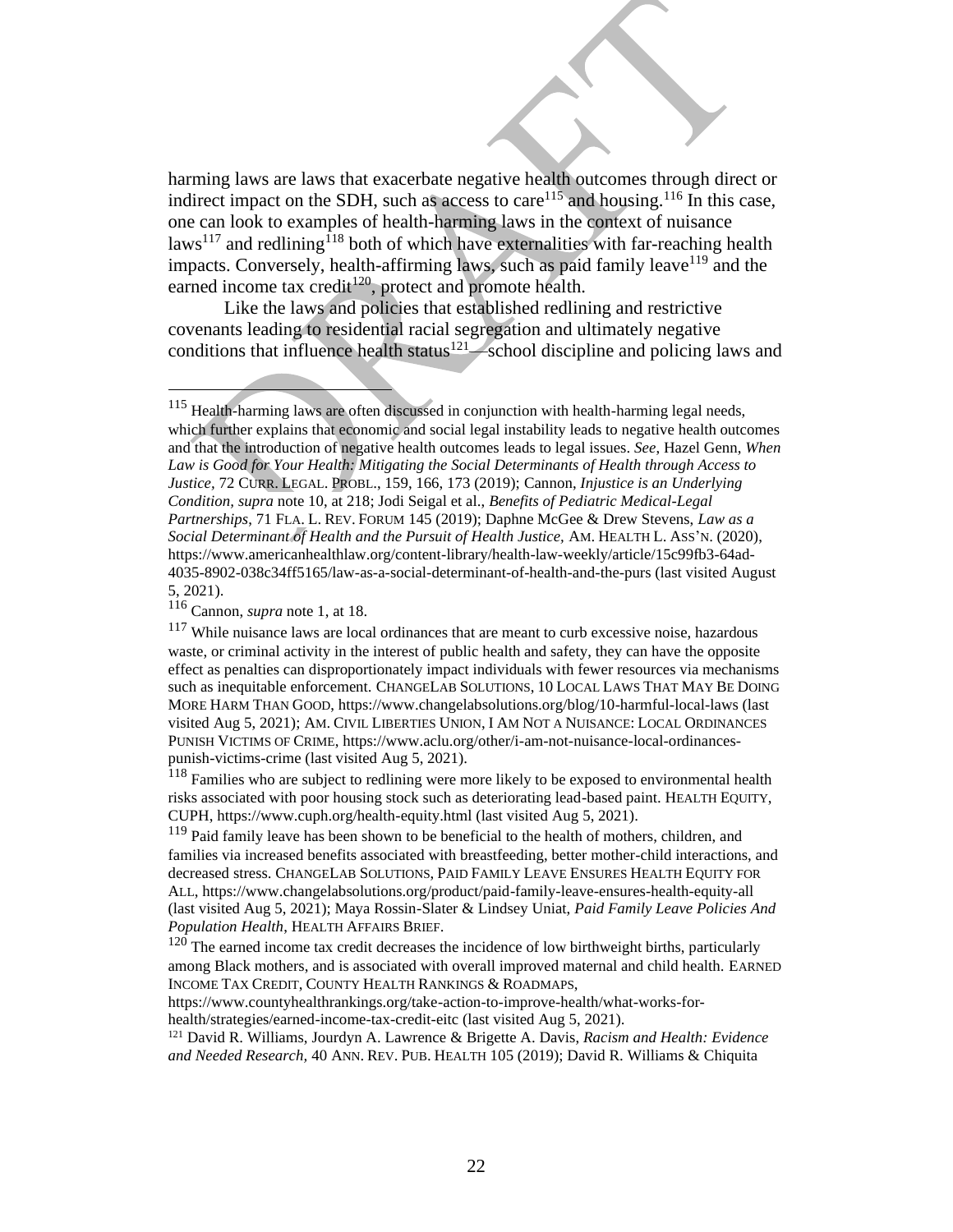harming laws are laws that exacerbate negative health outcomes through direct or indirect impact on the SDH, such as access to care[115] and housing.[116] In this case, one can look to examples of health-harming laws in the context of nuisance laws[117] and redlining[118] both of which have externalities with far-reaching health impacts. Conversely, health-affirming laws, such as paid family leave[119] and the earned income tax credit[120], protect and promote health.

Like the laws and policies that established redlining and restrictive covenants leading to residential racial segregation and ultimately negative conditions that influence health status[121]—school discipline and policing laws and

---

[115] Health-harming laws are often discussed in conjunction with health-harming legal needs, which further explains that economic and social legal instability leads to negative health outcomes and that the introduction of negative health outcomes leads to legal issues. *See*, Hazel Genn, *When Law is Good for Your Health: Mitigating the Social Determinants of Health through Access to Justice,* 72 CURR. LEGAL. PROBL., 159, 166, 173 (2019); Cannon, *Injustice is an Underlying Condition, supra* note 10, at 218; Jodi Seigal et al., *Benefits of Pediatric Medical-Legal Partnerships*, 71 FLA. L. REV. FORUM 145 (2019); Daphne McGee & Drew Stevens, *Law as a Social Determinant of Health and the Pursuit of Health Justice,* AM. HEALTH L. ASS'N. (2020), https://www.americanhealthlaw.org/content-library/health-law-weekly/article/15c99fb3-64ad-4035-8902-038c34ff5165/law-as-a-social-determinant-of-health-and-the-purs (last visited August 5, 2021).

[116] Cannon, *supra* note 1, at 18.

[117] While nuisance laws are local ordinances that are meant to curb excessive noise, hazardous waste, or criminal activity in the interest of public health and safety, they can have the opposite effect as penalties can disproportionately impact individuals with fewer resources via mechanisms such as inequitable enforcement. CHANGELAB SOLUTIONS, 10 LOCAL LAWS THAT MAY BE DOING MORE HARM THAN GOOD, https://www.changelabsolutions.org/blog/10-harmful-local-laws (last visited Aug 5, 2021); AM. CIVIL LIBERTIES UNION, I AM NOT A NUISANCE: LOCAL ORDINANCES PUNISH VICTIMS OF CRIME, https://www.aclu.org/other/i-am-not-nuisance-local-ordinances-punish-victims-crime (last visited Aug 5, 2021).

[118] Families who are subject to redlining were more likely to be exposed to environmental health risks associated with poor housing stock such as deteriorating lead-based paint. HEALTH EQUITY, CUPH, https://www.cuph.org/health-equity.html (last visited Aug 5, 2021).

[119] Paid family leave has been shown to be beneficial to the health of mothers, children, and families via increased benefits associated with breastfeeding, better mother-child interactions, and decreased stress. CHANGELAB SOLUTIONS, PAID FAMILY LEAVE ENSURES HEALTH EQUITY FOR ALL, https://www.changelabsolutions.org/product/paid-family-leave-ensures-health-equity-all (last visited Aug 5, 2021); Maya Rossin-Slater & Lindsey Uniat, *Paid Family Leave Policies And Population Health*, HEALTH AFFAIRS BRIEF.

[120] The earned income tax credit decreases the incidence of low birthweight births, particularly among Black mothers, and is associated with overall improved maternal and child health. EARNED INCOME TAX CREDIT, COUNTY HEALTH RANKINGS & ROADMAPS, https://www.countyhealthrankings.org/take-action-to-improve-health/what-works-for-health/strategies/earned-income-tax-credit-eitc (last visited Aug 5, 2021).

[121] David R. Williams, Jourdyn A. Lawrence & Brigette A. Davis, *Racism and Health: Evidence and Needed Research,* 40 ANN. REV. PUB. HEALTH 105 (2019); David R. Williams & Chiquita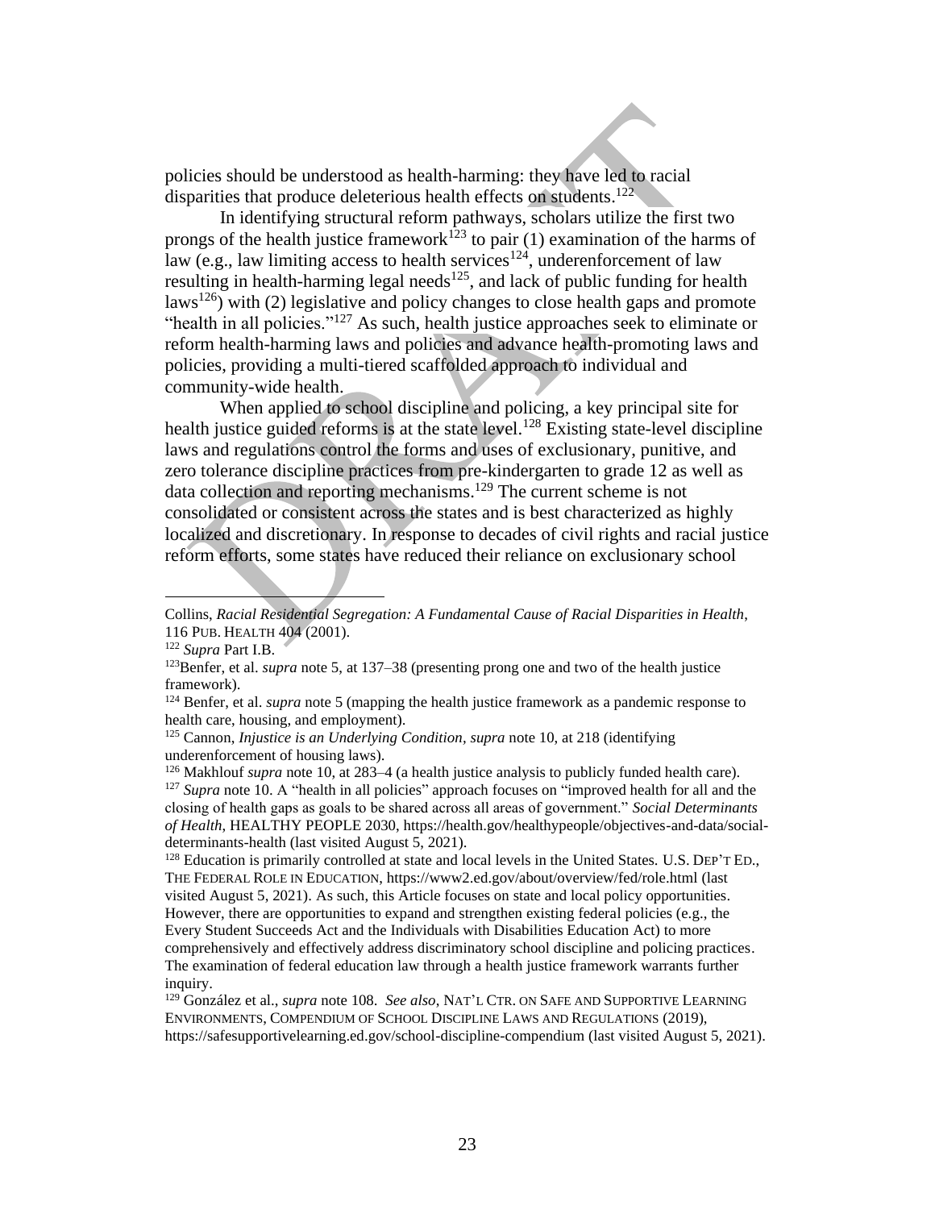policies should be understood as health-harming: they have led to racial disparities that produce deleterious health effects on students.[122]

In identifying structural reform pathways, scholars utilize the first two prongs of the health justice framework[123] to pair (1) examination of the harms of law (e.g., law limiting access to health services[124], underenforcement of law resulting in health-harming legal needs[125], and lack of public funding for health laws[126]) with (2) legislative and policy changes to close health gaps and promote "health in all policies."[127] As such, health justice approaches seek to eliminate or reform health-harming laws and policies and advance health-promoting laws and policies, providing a multi-tiered scaffolded approach to individual and community-wide health.

When applied to school discipline and policing, a key principal site for health justice guided reforms is at the state level.[128] Existing state-level discipline laws and regulations control the forms and uses of exclusionary, punitive, and zero tolerance discipline practices from pre-kindergarten to grade 12 as well as data collection and reporting mechanisms.[129] The current scheme is not consolidated or consistent across the states and is best characterized as highly localized and discretionary. In response to decades of civil rights and racial justice reform efforts, some states have reduced their reliance on exclusionary school

---

Collins, *Racial Residential Segregation: A Fundamental Cause of Racial Disparities in Health*, 116 PUB. HEALTH 404 (2001).

[122] *Supra* Part I.B.

[123] Benfer, et al. *supra* note 5, at 137–38 (presenting prong one and two of the health justice framework).

[124] Benfer, et al. *supra* note 5 (mapping the health justice framework as a pandemic response to health care, housing, and employment).

[125] Cannon, *Injustice is an Underlying Condition*, *supra* note 10, at 218 (identifying underenforcement of housing laws).

[126] Makhlouf *supra* note 10, at 283–4 (a health justice analysis to publicly funded health care).

[127] *Supra* note 10. A "health in all policies" approach focuses on "improved health for all and the closing of health gaps as goals to be shared across all areas of government." *Social Determinants of Health*, HEALTHY PEOPLE 2030, https://health.gov/healthypeople/objectives-and-data/social-determinants-health (last visited August 5, 2021).

[128] Education is primarily controlled at state and local levels in the United States. U.S. DEP'T ED., THE FEDERAL ROLE IN EDUCATION, https://www2.ed.gov/about/overview/fed/role.html (last visited August 5, 2021). As such, this Article focuses on state and local policy opportunities. However, there are opportunities to expand and strengthen existing federal policies (e.g., the Every Student Succeeds Act and the Individuals with Disabilities Education Act) to more comprehensively and effectively address discriminatory school discipline and policing practices. The examination of federal education law through a health justice framework warrants further inquiry.

[129] González et al., *supra* note 108. *See also*, NAT'L CTR. ON SAFE AND SUPPORTIVE LEARNING ENVIRONMENTS, COMPENDIUM OF SCHOOL DISCIPLINE LAWS AND REGULATIONS (2019), https://safesupportivelearning.ed.gov/school-discipline-compendium (last visited August 5, 2021).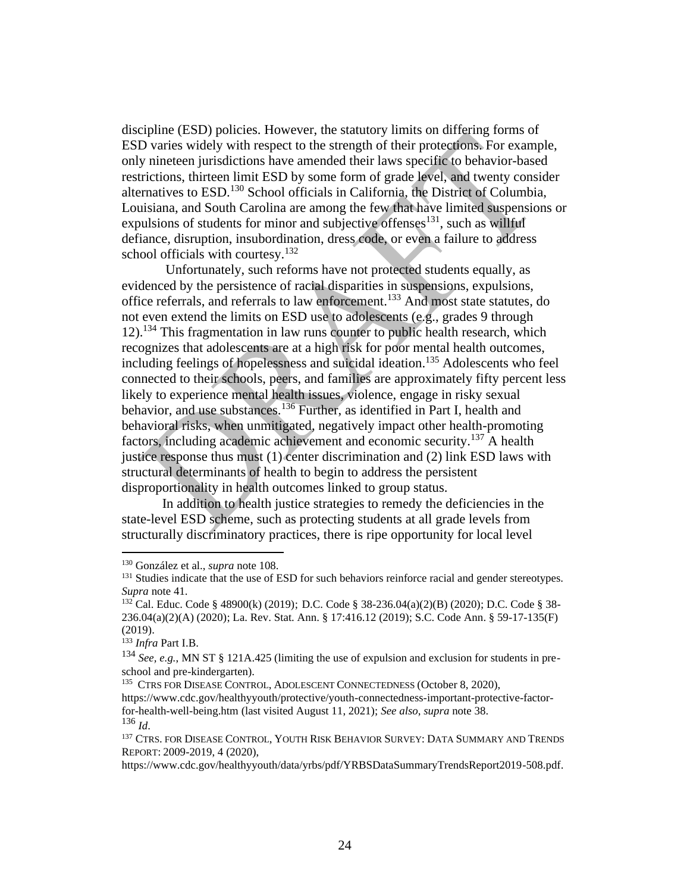discipline (ESD) policies. However, the statutory limits on differing forms of ESD varies widely with respect to the strength of their protections. For example, only nineteen jurisdictions have amended their laws specific to behavior-based restrictions, thirteen limit ESD by some form of grade level, and twenty consider alternatives to ESD.[130] School officials in California, the District of Columbia, Louisiana, and South Carolina are among the few that have limited suspensions or expulsions of students for minor and subjective offenses[131], such as willful defiance, disruption, insubordination, dress code, or even a failure to address school officials with courtesy.[132]

Unfortunately, such reforms have not protected students equally, as evidenced by the persistence of racial disparities in suspensions, expulsions, office referrals, and referrals to law enforcement.[133] And most state statutes, do not even extend the limits on ESD use to adolescents (e.g., grades 9 through 12).[134] This fragmentation in law runs counter to public health research, which recognizes that adolescents are at a high risk for poor mental health outcomes, including feelings of hopelessness and suicidal ideation.[135] Adolescents who feel connected to their schools, peers, and families are approximately fifty percent less likely to experience mental health issues, violence, engage in risky sexual behavior, and use substances.[136] Further, as identified in Part I, health and behavioral risks, when unmitigated, negatively impact other health-promoting factors, including academic achievement and economic security.[137] A health justice response thus must (1) center discrimination and (2) link ESD laws with structural determinants of health to begin to address the persistent disproportionality in health outcomes linked to group status.

In addition to health justice strategies to remedy the deficiencies in the state-level ESD scheme, such as protecting students at all grade levels from structurally discriminatory practices, there is ripe opportunity for local level

---

[130] González et al., *supra* note 108.

[131] Studies indicate that the use of ESD for such behaviors reinforce racial and gender stereotypes. *Supra* note 41.

[132] Cal. Educ. Code § 48900(k) (2019); D.C. Code § 38-236.04(a)(2)(B) (2020); D.C. Code § 38-236.04(a)(2)(A) (2020); La. Rev. Stat. Ann. § 17:416.12 (2019); S.C. Code Ann. § 59-17-135(F) (2019).

[133] *Infra* Part I.B.

[134] *See, e.g.*, MN ST § 121A.425 (limiting the use of expulsion and exclusion for students in pre-school and pre-kindergarten).

[135] CTRS FOR DISEASE CONTROL, ADOLESCENT CONNECTEDNESS (October 8, 2020), https://www.cdc.gov/healthyyouth/protective/youth-connectedness-important-protective-factor-for-health-well-being.htm (last visited August 11, 2021); *See also*, *supra* note 38.

[136] *Id*.

[137] CTRS. FOR DISEASE CONTROL, YOUTH RISK BEHAVIOR SURVEY: DATA SUMMARY AND TRENDS REPORT: 2009-2019, 4 (2020), https://www.cdc.gov/healthyyouth/data/yrbs/pdf/YRBSDataSummaryTrendsReport2019-508.pdf.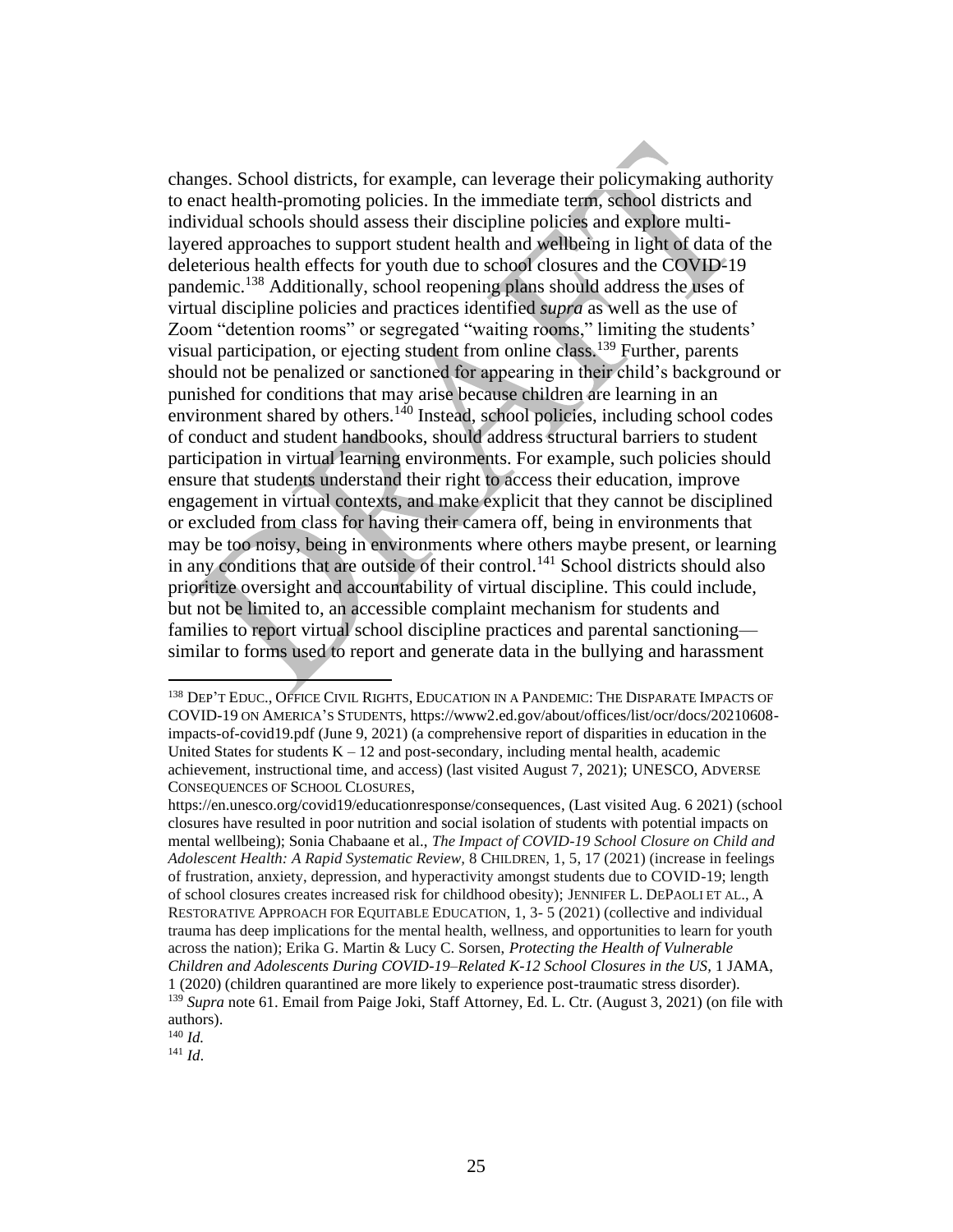changes. School districts, for example, can leverage their policymaking authority to enact health-promoting policies. In the immediate term, school districts and individual schools should assess their discipline policies and explore multi-layered approaches to support student health and wellbeing in light of data of the deleterious health effects for youth due to school closures and the COVID-19 pandemic.[138] Additionally, school reopening plans should address the uses of virtual discipline policies and practices identified *supra* as well as the use of Zoom "detention rooms" or segregated "waiting rooms," limiting the students' visual participation, or ejecting student from online class.[139] Further, parents should not be penalized or sanctioned for appearing in their child's background or punished for conditions that may arise because children are learning in an environment shared by others.[140] Instead, school policies, including school codes of conduct and student handbooks, should address structural barriers to student participation in virtual learning environments. For example, such policies should ensure that students understand their right to access their education, improve engagement in virtual contexts, and make explicit that they cannot be disciplined or excluded from class for having their camera off, being in environments that may be too noisy, being in environments where others maybe present, or learning in any conditions that are outside of their control.[141] School districts should also prioritize oversight and accountability of virtual discipline. This could include, but not be limited to, an accessible complaint mechanism for students and families to report virtual school discipline practices and parental sanctioning—similar to forms used to report and generate data in the bullying and harassment

---

[138] DEP'T EDUC., OFFICE CIVIL RIGHTS, EDUCATION IN A PANDEMIC: THE DISPARATE IMPACTS OF COVID-19 ON AMERICA'S STUDENTS, https://www2.ed.gov/about/offices/list/ocr/docs/20210608-impacts-of-covid19.pdf (June 9, 2021) (a comprehensive report of disparities in education in the United States for students K – 12 and post-secondary, including mental health, academic achievement, instructional time, and access) (last visited August 7, 2021); UNESCO, ADVERSE CONSEQUENCES OF SCHOOL CLOSURES, https://en.unesco.org/covid19/educationresponse/consequences, (Last visited Aug. 6 2021) (school closures have resulted in poor nutrition and social isolation of students with potential impacts on mental wellbeing); Sonia Chabaane et al., *The Impact of COVID-19 School Closure on Child and Adolescent Health: A Rapid Systematic Review*, 8 CHILDREN, 1, 5, 17 (2021) (increase in feelings of frustration, anxiety, depression, and hyperactivity amongst students due to COVID-19; length of school closures creates increased risk for childhood obesity); JENNIFER L. DEPAOLI ET AL., A RESTORATIVE APPROACH FOR EQUITABLE EDUCATION, 1, 3- 5 (2021) (collective and individual trauma has deep implications for the mental health, wellness, and opportunities to learn for youth across the nation); Erika G. Martin & Lucy C. Sorsen, *Protecting the Health of Vulnerable Children and Adolescents During COVID-19–Related K-12 School Closures in the US*, 1 JAMA, 1 (2020) (children quarantined are more likely to experience post-traumatic stress disorder).

[139] *Supra* note 61. Email from Paige Joki, Staff Attorney, Ed. L. Ctr. (August 3, 2021) (on file with authors).

[140] *Id.*

[141] *Id*.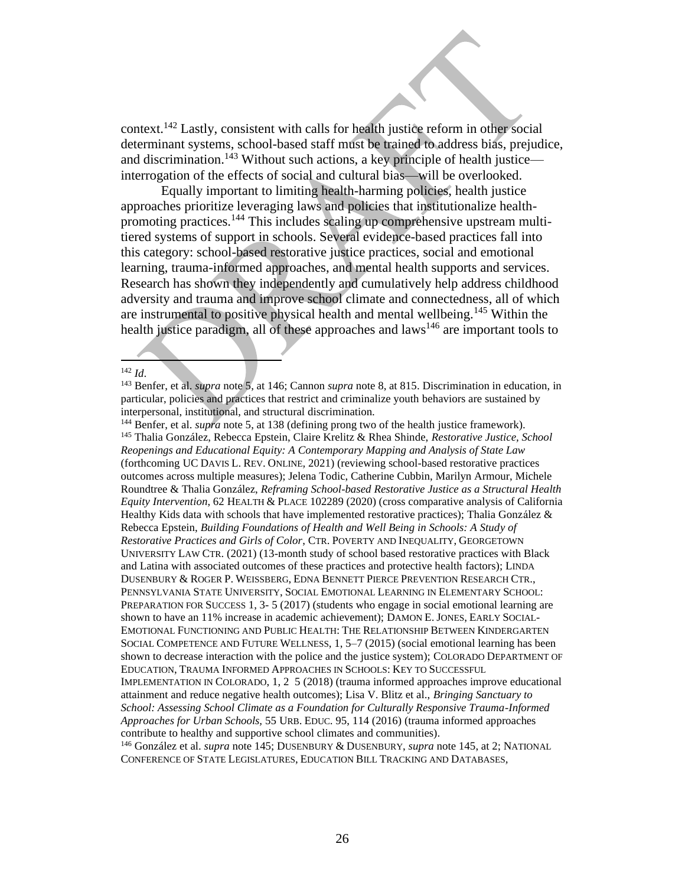context.[142] Lastly, consistent with calls for health justice reform in other social determinant systems, school-based staff must be trained to address bias, prejudice, and discrimination.[143] Without such actions, a key principle of health justice—interrogation of the effects of social and cultural bias—will be overlooked.

Equally important to limiting health-harming policies, health justice approaches prioritize leveraging laws and policies that institutionalize health-promoting practices.[144] This includes scaling up comprehensive upstream multi-tiered systems of support in schools. Several evidence-based practices fall into this category: school-based restorative justice practices, social and emotional learning, trauma-informed approaches, and mental health supports and services. Research has shown they independently and cumulatively help address childhood adversity and trauma and improve school climate and connectedness, all of which are instrumental to positive physical health and mental wellbeing.[145] Within the health justice paradigm, all of these approaches and laws[146] are important tools to

---

[142] *Id*.

[143] Benfer, et al. *supra* note 5, at 146; Cannon *supra* note 8, at 815. Discrimination in education, in particular, policies and practices that restrict and criminalize youth behaviors are sustained by interpersonal, institutional, and structural discrimination.

[144] Benfer, et al. *supra* note 5, at 138 (defining prong two of the health justice framework).

[145] Thalia González, Rebecca Epstein, Claire Krelitz & Rhea Shinde, *Restorative Justice, School Reopenings and Educational Equity: A Contemporary Mapping and Analysis of State Law* (forthcoming UC DAVIS L. REV. ONLINE, 2021) (reviewing school-based restorative practices outcomes across multiple measures); Jelena Todic, Catherine Cubbin, Marilyn Armour, Michele Roundtree & Thalia González, *Reframing School-based Restorative Justice as a Structural Health Equity Intervention*, 62 HEALTH & PLACE 102289 (2020) (cross comparative analysis of California Healthy Kids data with schools that have implemented restorative practices); Thalia González & Rebecca Epstein, *Building Foundations of Health and Well Being in Schools: A Study of Restorative Practices and Girls of Color*, CTR. POVERTY AND INEQUALITY, GEORGETOWN UNIVERSITY LAW CTR. (2021) (13-month study of school based restorative practices with Black and Latina with associated outcomes of these practices and protective health factors); LINDA DUSENBURY & ROGER P. WEISSBERG, EDNA BENNETT PIERCE PREVENTION RESEARCH CTR., PENNSYLVANIA STATE UNIVERSITY, SOCIAL EMOTIONAL LEARNING IN ELEMENTARY SCHOOL: PREPARATION FOR SUCCESS 1, 3- 5 (2017) (students who engage in social emotional learning are shown to have an 11% increase in academic achievement); DAMON E. JONES, EARLY SOCIAL-EMOTIONAL FUNCTIONING AND PUBLIC HEALTH: THE RELATIONSHIP BETWEEN KINDERGARTEN SOCIAL COMPETENCE AND FUTURE WELLNESS, 1, 5–7 (2015) (social emotional learning has been shown to decrease interaction with the police and the justice system); COLORADO DEPARTMENT OF EDUCATION, TRAUMA INFORMED APPROACHES IN SCHOOLS: KEY TO SUCCESSFUL IMPLEMENTATION IN COLORADO, 1, 2 5 (2018) (trauma informed approaches improve educational attainment and reduce negative health outcomes); Lisa V. Blitz et al., *Bringing Sanctuary to School: Assessing School Climate as a Foundation for Culturally Responsive Trauma-Informed Approaches for Urban Schools,* 55 URB. EDUC. 95, 114 (2016) (trauma informed approaches contribute to healthy and supportive school climates and communities).

[146] González et al. *supra* note 145; DUSENBURY & DUSENBURY, *supra* note 145, at 2; NATIONAL CONFERENCE OF STATE LEGISLATURES, EDUCATION BILL TRACKING AND DATABASES,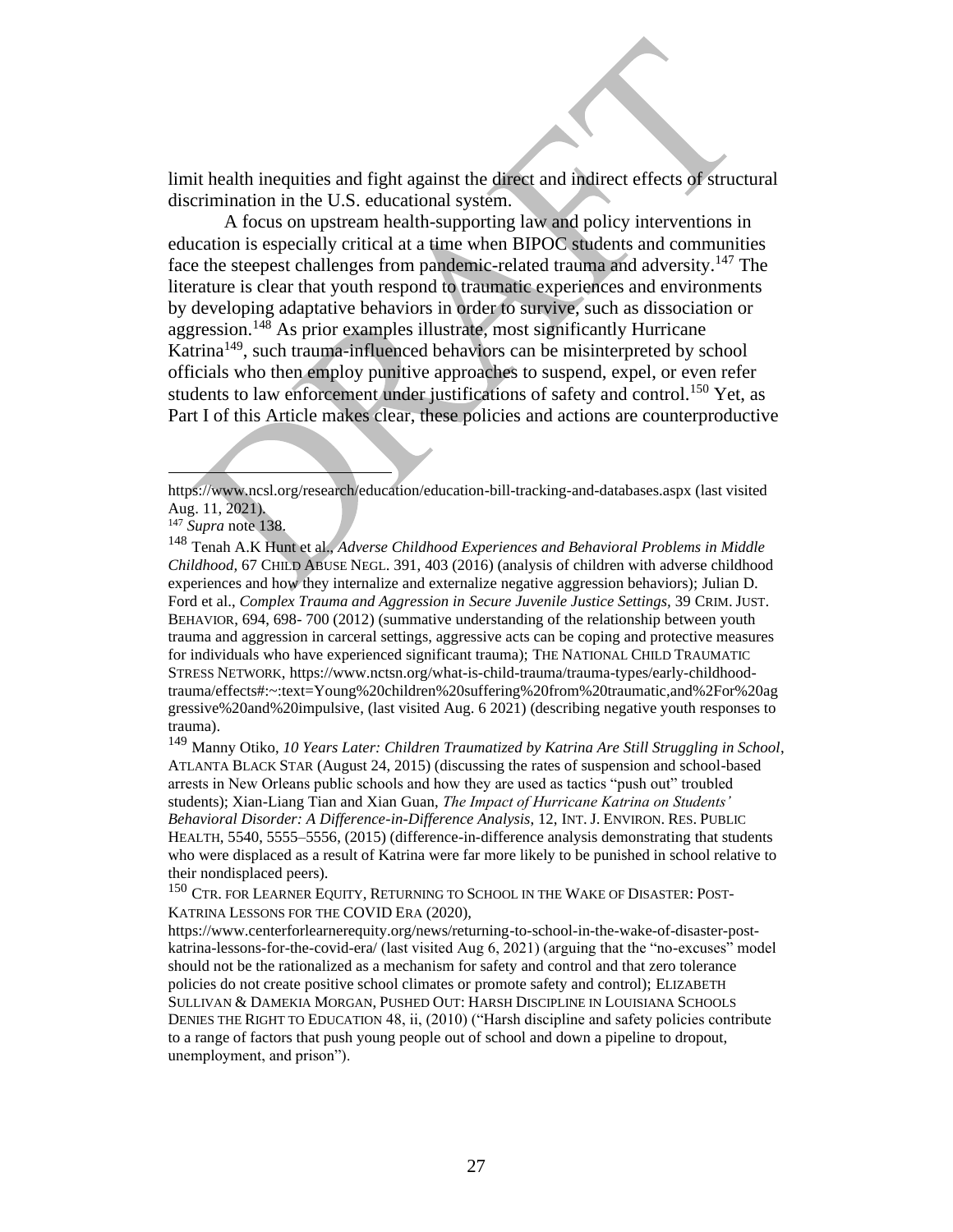limit health inequities and fight against the direct and indirect effects of structural discrimination in the U.S. educational system.

A focus on upstream health-supporting law and policy interventions in education is especially critical at a time when BIPOC students and communities face the steepest challenges from pandemic-related trauma and adversity.[147] The literature is clear that youth respond to traumatic experiences and environments by developing adaptative behaviors in order to survive, such as dissociation or aggression.[148] As prior examples illustrate, most significantly Hurricane Katrina[149], such trauma-influenced behaviors can be misinterpreted by school officials who then employ punitive approaches to suspend, expel, or even refer students to law enforcement under justifications of safety and control.[150] Yet, as Part I of this Article makes clear, these policies and actions are counterproductive

---

https://www.ncsl.org/research/education/education-bill-tracking-and-databases.aspx (last visited Aug. 11, 2021).

[147] *Supra* note 138.

[148] Tenah A.K Hunt et al., *Adverse Childhood Experiences and Behavioral Problems in Middle Childhood,* 67 CHILD ABUSE NEGL. 391, 403 (2016) (analysis of children with adverse childhood experiences and how they internalize and externalize negative aggression behaviors); Julian D. Ford et al., *Complex Trauma and Aggression in Secure Juvenile Justice Settings,* 39 CRIM. JUST. BEHAVIOR, 694, 698- 700 (2012) (summative understanding of the relationship between youth trauma and aggression in carceral settings, aggressive acts can be coping and protective measures for individuals who have experienced significant trauma); THE NATIONAL CHILD TRAUMATIC STRESS NETWORK, https://www.nctsn.org/what-is-child-trauma/trauma-types/early-childhood-trauma/effects#:~:text=Young%20children%20suffering%20from%20traumatic,and%2For%20aggressive%20and%20impulsive, (last visited Aug. 6 2021) (describing negative youth responses to trauma).

[149] Manny Otiko, *10 Years Later: Children Traumatized by Katrina Are Still Struggling in School*, ATLANTA BLACK STAR (August 24, 2015) (discussing the rates of suspension and school-based arrests in New Orleans public schools and how they are used as tactics "push out" troubled students); Xian-Liang Tian and Xian Guan, *The Impact of Hurricane Katrina on Students' Behavioral Disorder: A Difference-in-Difference Analysis*, 12, INT. J. ENVIRON. RES. PUBLIC HEALTH, 5540, 5555–5556, (2015) (difference-in-difference analysis demonstrating that students who were displaced as a result of Katrina were far more likely to be punished in school relative to their nondisplaced peers).

[150] CTR. FOR LEARNER EQUITY, RETURNING TO SCHOOL IN THE WAKE OF DISASTER: POST-KATRINA LESSONS FOR THE COVID ERA (2020), https://www.centerforlearnerequity.org/news/returning-to-school-in-the-wake-of-disaster-post-katrina-lessons-for-the-covid-era/ (last visited Aug 6, 2021) (arguing that the "no-excuses" model should not be the rationalized as a mechanism for safety and control and that zero tolerance policies do not create positive school climates or promote safety and control); ELIZABETH SULLIVAN & DAMEKIA MORGAN, PUSHED OUT: HARSH DISCIPLINE IN LOUISIANA SCHOOLS DENIES THE RIGHT TO EDUCATION 48, ii, (2010) ("Harsh discipline and safety policies contribute to a range of factors that push young people out of school and down a pipeline to dropout, unemployment, and prison").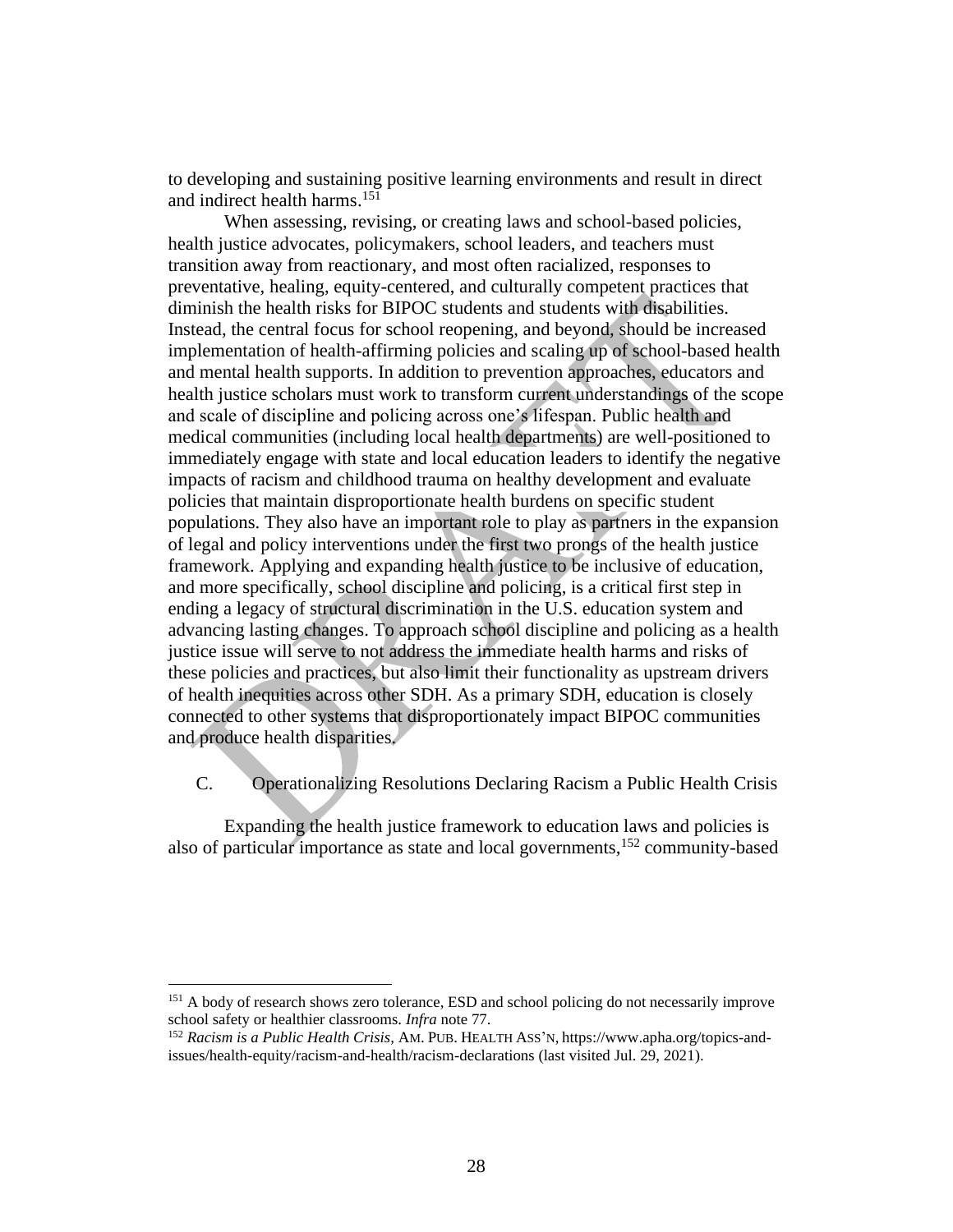to developing and sustaining positive learning environments and result in direct and indirect health harms.[151]

When assessing, revising, or creating laws and school-based policies, health justice advocates, policymakers, school leaders, and teachers must transition away from reactionary, and most often racialized, responses to preventative, healing, equity-centered, and culturally competent practices that diminish the health risks for BIPOC students and students with disabilities. Instead, the central focus for school reopening, and beyond, should be increased implementation of health-affirming policies and scaling up of school-based health and mental health supports. In addition to prevention approaches, educators and health justice scholars must work to transform current understandings of the scope and scale of discipline and policing across one's lifespan. Public health and medical communities (including local health departments) are well-positioned to immediately engage with state and local education leaders to identify the negative impacts of racism and childhood trauma on healthy development and evaluate policies that maintain disproportionate health burdens on specific student populations. They also have an important role to play as partners in the expansion of legal and policy interventions under the first two prongs of the health justice framework. Applying and expanding health justice to be inclusive of education, and more specifically, school discipline and policing, is a critical first step in ending a legacy of structural discrimination in the U.S. education system and advancing lasting changes. To approach school discipline and policing as a health justice issue will serve to not address the immediate health harms and risks of these policies and practices, but also limit their functionality as upstream drivers of health inequities across other SDH. As a primary SDH, education is closely connected to other systems that disproportionately impact BIPOC communities and produce health disparities.

### C. Operationalizing Resolutions Declaring Racism a Public Health Crisis

Expanding the health justice framework to education laws and policies is also of particular importance as state and local governments,[152] community-based

---

[151] A body of research shows zero tolerance, ESD and school policing do not necessarily improve school safety or healthier classrooms. *Infra* note 77.

[152] *Racism is a Public Health Crisis*, AM. PUB. HEALTH ASS'N, https://www.apha.org/topics-and-issues/health-equity/racism-and-health/racism-declarations (last visited Jul. 29, 2021).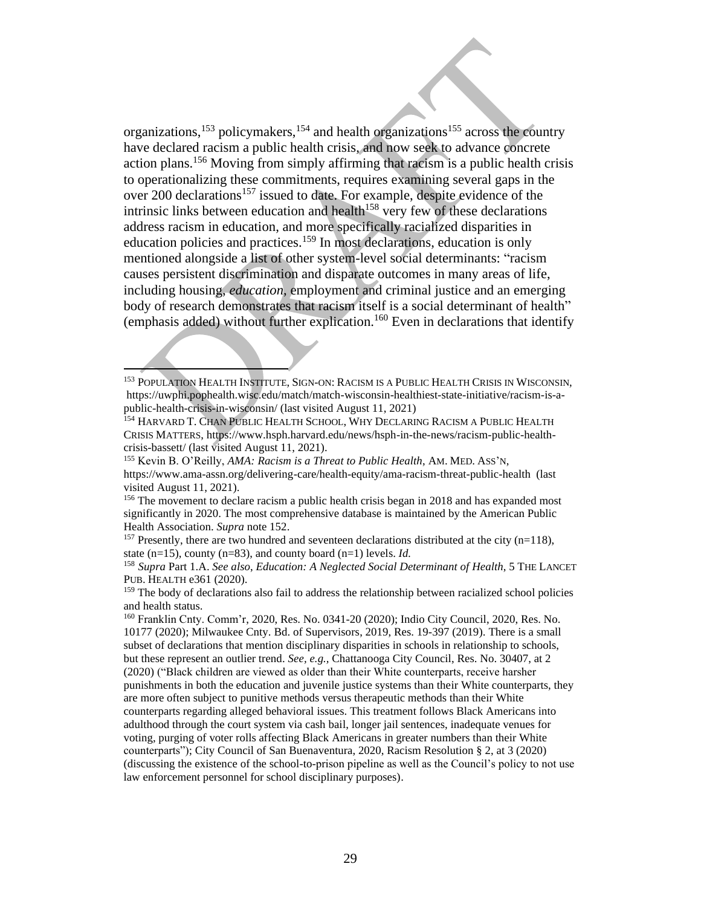organizations,[153] policymakers,[154] and health organizations[155] across the country have declared racism a public health crisis, and now seek to advance concrete action plans.[156] Moving from simply affirming that racism is a public health crisis to operationalizing these commitments, requires examining several gaps in the over 200 declarations[157] issued to date. For example, despite evidence of the intrinsic links between education and health[158] very few of these declarations address racism in education, and more specifically racialized disparities in education policies and practices.[159] In most declarations, education is only mentioned alongside a list of other system-level social determinants: "racism causes persistent discrimination and disparate outcomes in many areas of life, including housing, *education*, employment and criminal justice and an emerging body of research demonstrates that racism itself is a social determinant of health" (emphasis added) without further explication.[160] Even in declarations that identify

---

[153] POPULATION HEALTH INSTITUTE, SIGN-ON: RACISM IS A PUBLIC HEALTH CRISIS IN WISCONSIN, https://uwphi.pophealth.wisc.edu/match/match-wisconsin-healthiest-state-initiative/racism-is-a-public-health-crisis-in-wisconsin/ (last visited August 11, 2021)

[154] HARVARD T. CHAN PUBLIC HEALTH SCHOOL, WHY DECLARING RACISM A PUBLIC HEALTH CRISIS MATTERS, https://www.hsph.harvard.edu/news/hsph-in-the-news/racism-public-health-crisis-bassett/ (last visited August 11, 2021).

[155] Kevin B. O'Reilly, *AMA: Racism is a Threat to Public Health*, AM. MED. ASS'N, https://www.ama-assn.org/delivering-care/health-equity/ama-racism-threat-public-health (last visited August 11, 2021).

[156] The movement to declare racism a public health crisis began in 2018 and has expanded most significantly in 2020. The most comprehensive database is maintained by the American Public Health Association. *Supra* note 152.

[157] Presently, there are two hundred and seventeen declarations distributed at the city (n=118), state (n=15), county (n=83), and county board (n=1) levels. *Id.*

[158] *Supra* Part 1.A. *See also*, *Education: A Neglected Social Determinant of Health*, 5 THE LANCET PUB. HEALTH e361 (2020).

[159] The body of declarations also fail to address the relationship between racialized school policies and health status.

[160] Franklin Cnty. Comm'r, 2020, Res. No. 0341-20 (2020); Indio City Council, 2020, Res. No. 10177 (2020); Milwaukee Cnty. Bd. of Supervisors, 2019, Res. 19-397 (2019). There is a small subset of declarations that mention disciplinary disparities in schools in relationship to schools, but these represent an outlier trend. *See, e.g.,* Chattanooga City Council, Res. No. 30407, at 2 (2020) ("Black children are viewed as older than their White counterparts, receive harsher punishments in both the education and juvenile justice systems than their White counterparts, they are more often subject to punitive methods versus therapeutic methods than their White counterparts regarding alleged behavioral issues. This treatment follows Black Americans into adulthood through the court system via cash bail, longer jail sentences, inadequate venues for voting, purging of voter rolls affecting Black Americans in greater numbers than their White counterparts"); City Council of San Buenaventura, 2020, Racism Resolution § 2, at 3 (2020) (discussing the existence of the school-to-prison pipeline as well as the Council's policy to not use law enforcement personnel for school disciplinary purposes).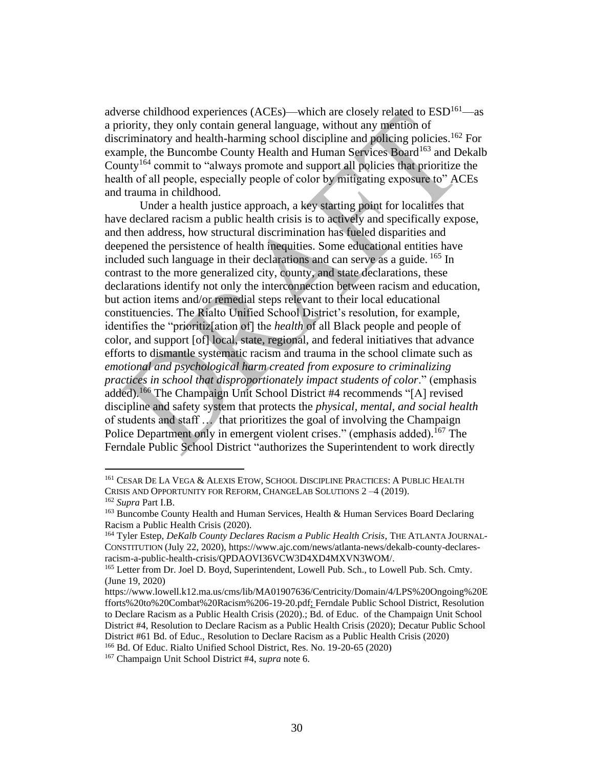adverse childhood experiences (ACEs)—which are closely related to ESD[161]—as a priority, they only contain general language, without any mention of discriminatory and health-harming school discipline and policing policies.[162] For example, the Buncombe County Health and Human Services Board[163] and Dekalb County[164] commit to "always promote and support all policies that prioritize the health of all people, especially people of color by mitigating exposure to" ACEs and trauma in childhood.

Under a health justice approach, a key starting point for localities that have declared racism a public health crisis is to actively and specifically expose, and then address, how structural discrimination has fueled disparities and deepened the persistence of health inequities. Some educational entities have included such language in their declarations and can serve as a guide. [165] In contrast to the more generalized city, county, and state declarations, these declarations identify not only the interconnection between racism and education, but action items and/or remedial steps relevant to their local educational constituencies. The Rialto Unified School District's resolution, for example, identifies the "prioritiz[ation of] the *health* of all Black people and people of color, and support [of] local, state, regional, and federal initiatives that advance efforts to dismantle systematic racism and trauma in the school climate such as *emotional and psychological harm created from exposure to criminalizing practices in school that disproportionately impact students of color*." (emphasis added).[166] The Champaign Unit School District #4 recommends "[A] revised discipline and safety system that protects the *physical, mental, and social health* of students and staff … that prioritizes the goal of involving the Champaign Police Department only in emergent violent crises." (emphasis added).[167] The Ferndale Public School District "authorizes the Superintendent to work directly

---

[161] CESAR DE LA VEGA & ALEXIS ETOW, SCHOOL DISCIPLINE PRACTICES: A PUBLIC HEALTH CRISIS AND OPPORTUNITY FOR REFORM, CHANGELAB SOLUTIONS 2 –4 (2019).

[162] *Supra* Part I.B.

[163] Buncombe County Health and Human Services, Health & Human Services Board Declaring Racism a Public Health Crisis (2020).

[164] Tyler Estep, *DeKalb County Declares Racism a Public Health Crisis*, THE ATLANTA JOURNAL-CONSTITUTION (July 22, 2020), https://www.ajc.com/news/atlanta-news/dekalb-county-declares-racism-a-public-health-crisis/QPDAOVI36VCW3D4XD4MXVN3WOM/.

[165] Letter from Dr. Joel D. Boyd, Superintendent, Lowell Pub. Sch., to Lowell Pub. Sch. Cmty. (June 19, 2020) https://www.lowell.k12.ma.us/cms/lib/MA01907636/Centricity/Domain/4/LPS%20Ongoing%20Efforts%20to%20Combat%20Racism%206-19-20.pdf; Ferndale Public School District, Resolution to Declare Racism as a Public Health Crisis (2020).; Bd. of Educ. of the Champaign Unit School District #4, Resolution to Declare Racism as a Public Health Crisis (2020); Decatur Public School District #61 Bd. of Educ., Resolution to Declare Racism as a Public Health Crisis (2020)

[166] Bd. Of Educ. Rialto Unified School District, Res. No. 19-20-65 (2020)

[167] Champaign Unit School District #4, *supra* note 6.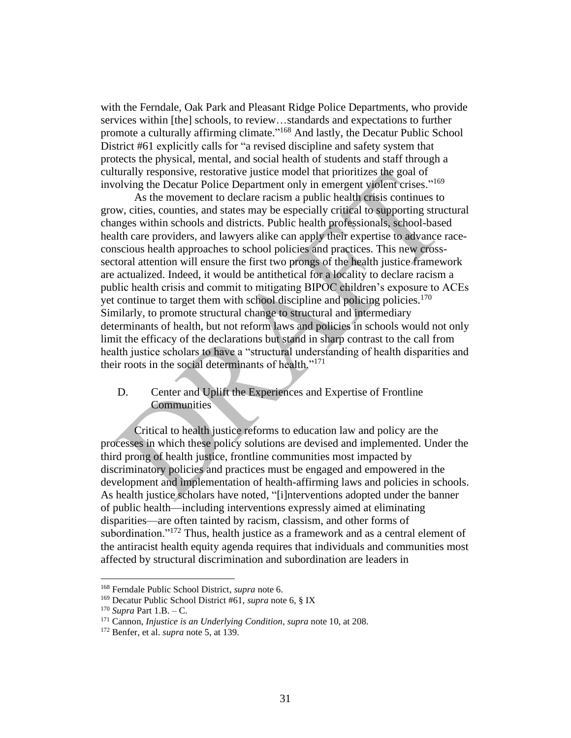with the Ferndale, Oak Park and Pleasant Ridge Police Departments, who provide services within [the] schools, to review…standards and expectations to further promote a culturally affirming climate."[168] And lastly, the Decatur Public School District #61 explicitly calls for "a revised discipline and safety system that protects the physical, mental, and social health of students and staff through a culturally responsive, restorative justice model that prioritizes the goal of involving the Decatur Police Department only in emergent violent crises."[169]

As the movement to declare racism a public health crisis continues to grow, cities, counties, and states may be especially critical to supporting structural changes within schools and districts. Public health professionals, school-based health care providers, and lawyers alike can apply their expertise to advance race-conscious health approaches to school policies and practices. This new cross-sectoral attention will ensure the first two prongs of the health justice framework are actualized. Indeed, it would be antithetical for a locality to declare racism a public health crisis and commit to mitigating BIPOC children's exposure to ACEs yet continue to target them with school discipline and policing policies.[170] Similarly, to promote structural change to structural and intermediary determinants of health, but not reform laws and policies in schools would not only limit the efficacy of the declarations but stand in sharp contrast to the call from health justice scholars to have a "structural understanding of health disparities and their roots in the social determinants of health."[171]

## D. Center and Uplift the Experiences and Expertise of Frontline Communities

Critical to health justice reforms to education law and policy are the processes in which these policy solutions are devised and implemented. Under the third prong of health justice, frontline communities most impacted by discriminatory policies and practices must be engaged and empowered in the development and implementation of health-affirming laws and policies in schools. As health justice scholars have noted, "[i]nterventions adopted under the banner of public health—including interventions expressly aimed at eliminating disparities—are often tainted by racism, classism, and other forms of subordination."[172] Thus, health justice as a framework and as a central element of the antiracist health equity agenda requires that individuals and communities most affected by structural discrimination and subordination are leaders in

---

[168] Ferndale Public School District, *supra* note 6.

[169] Decatur Public School District #61, *supra* note 6, § IX

[170] *Supra* Part 1.B. – C.

[171] Cannon, *Injustice is an Underlying Condition*, *supra* note 10, at 208.

[172] Benfer, et al. *supra* note 5, at 139.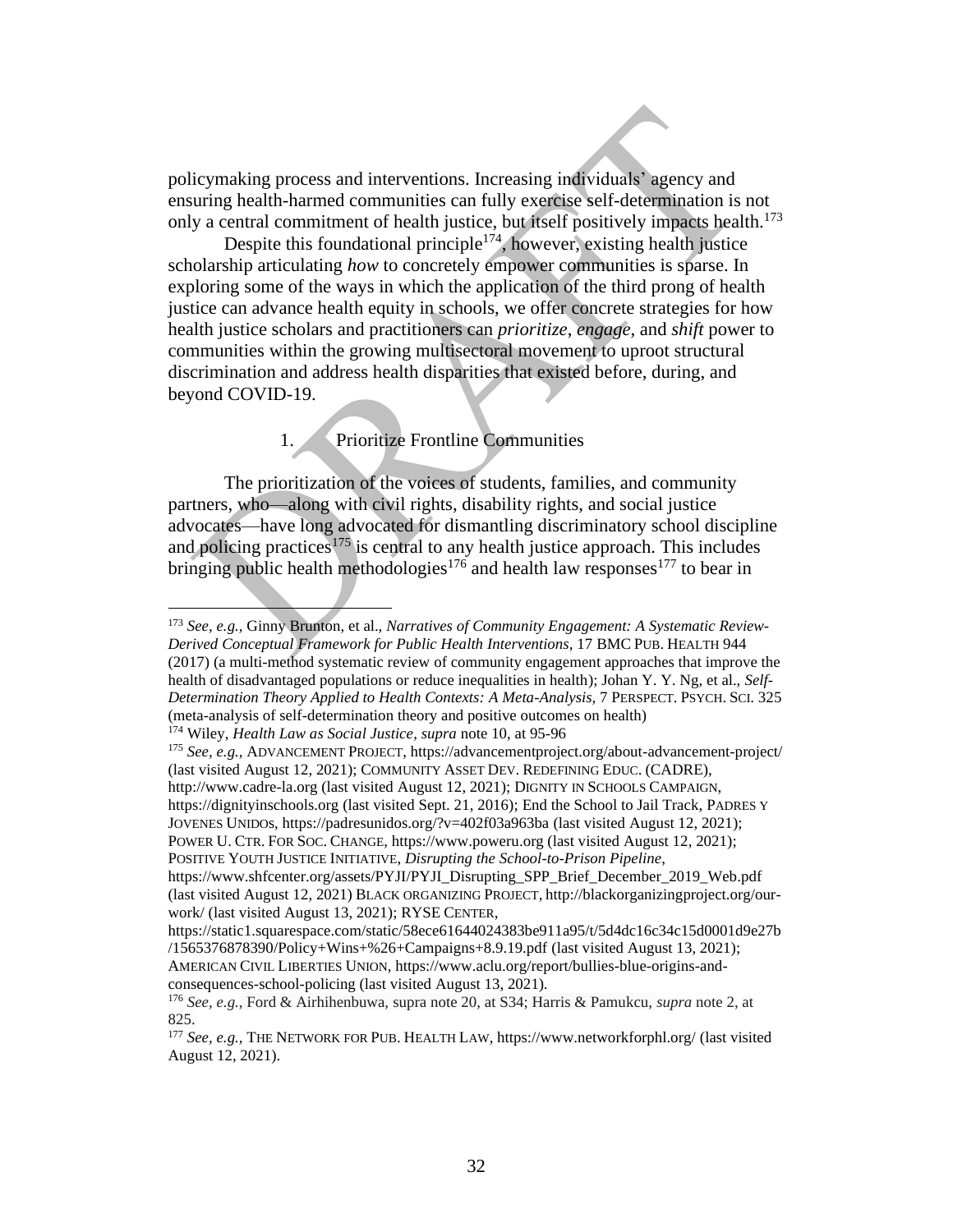policymaking process and interventions. Increasing individuals' agency and ensuring health-harmed communities can fully exercise self-determination is not only a central commitment of health justice, but itself positively impacts health.[173]

Despite this foundational principle[174], however, existing health justice scholarship articulating *how* to concretely empower communities is sparse. In exploring some of the ways in which the application of the third prong of health justice can advance health equity in schools, we offer concrete strategies for how health justice scholars and practitioners can *prioritize*, *engage*, and *shift* power to communities within the growing multisectoral movement to uproot structural discrimination and address health disparities that existed before, during, and beyond COVID-19.

### 1. Prioritize Frontline Communities

The prioritization of the voices of students, families, and community partners, who—along with civil rights, disability rights, and social justice advocates—have long advocated for dismantling discriminatory school discipline and policing practices[175] is central to any health justice approach. This includes bringing public health methodologies[176] and health law responses[177] to bear in

---

[173] *See, e.g.*, Ginny Brunton, et al., *Narratives of Community Engagement: A Systematic Review-Derived Conceptual Framework for Public Health Interventions*, 17 BMC PUB. HEALTH 944 (2017) (a multi-method systematic review of community engagement approaches that improve the health of disadvantaged populations or reduce inequalities in health); Johan Y. Y. Ng, et al., *Self-Determination Theory Applied to Health Contexts: A Meta-Analysis*, 7 PERSPECT. PSYCH. SCI. 325 (meta-analysis of self-determination theory and positive outcomes on health)

[174] Wiley, *Health Law as Social Justice*, *supra* note 10, at 95-96

[175] *See, e.g.*, ADVANCEMENT PROJECT, https://advancementproject.org/about-advancement-project/ (last visited August 12, 2021); COMMUNITY ASSET DEV. REDEFINING EDUC. (CADRE), http://www.cadre-la.org (last visited August 12, 2021); DIGNITY IN SCHOOLS CAMPAIGN, https://dignityinschools.org (last visited Sept. 21, 2016); End the School to Jail Track, PADRES Y JOVENES UNIDOS, https://padresunidos.org/?v=402f03a963ba (last visited August 12, 2021); POWER U. CTR. FOR SOC. CHANGE, https://www.poweru.org (last visited August 12, 2021); POSITIVE YOUTH JUSTICE INITIATIVE, *Disrupting the School-to-Prison Pipeline*, https://www.shfcenter.org/assets/PYJI/PYJI_Disrupting_SPP_Brief_December_2019_Web.pdf (last visited August 12, 2021) BLACK ORGANIZING PROJECT, http://blackorganizingproject.org/our-work/ (last visited August 13, 2021); RYSE CENTER, https://static1.squarespace.com/static/58ece61644024383be911a95/t/5d4dc16c34c15d0001d9e27b/1565376878390/Policy+Wins+%26+Campaigns+8.9.19.pdf (last visited August 13, 2021); AMERICAN CIVIL LIBERTIES UNION, https://www.aclu.org/report/bullies-blue-origins-and-consequences-school-policing (last visited August 13, 2021).

[176] *See, e.g.*, Ford & Airhihenbuwa, supra note 20, at S34; Harris & Pamukcu, *supra* note 2, at 825.

[177] *See, e.g.*, THE NETWORK FOR PUB. HEALTH LAW, https://www.networkforphl.org/ (last visited August 12, 2021).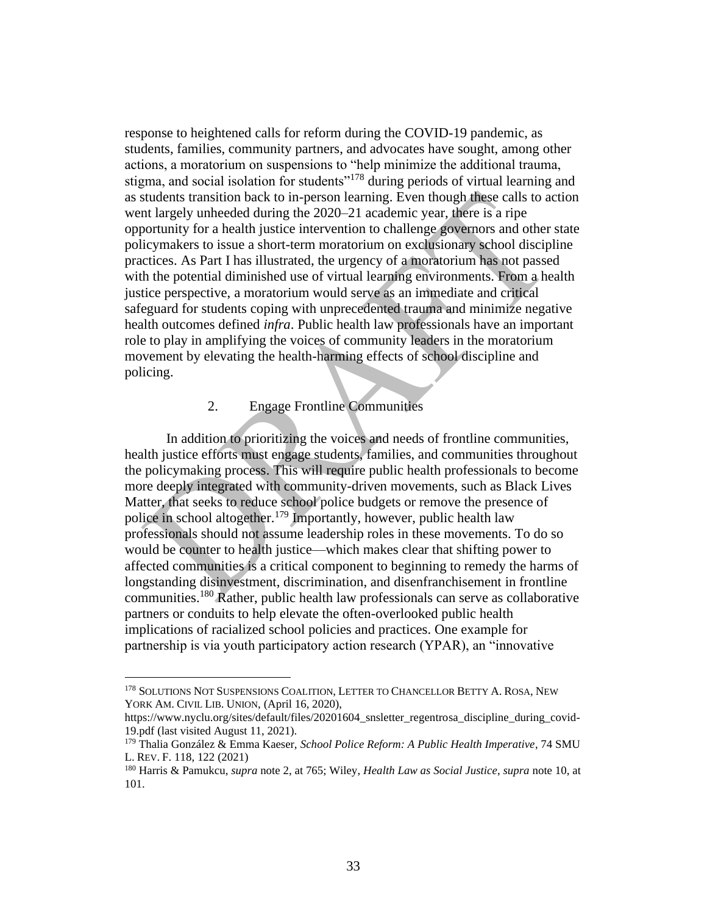response to heightened calls for reform during the COVID-19 pandemic, as students, families, community partners, and advocates have sought, among other actions, a moratorium on suspensions to "help minimize the additional trauma, stigma, and social isolation for students"[178] during periods of virtual learning and as students transition back to in-person learning. Even though these calls to action went largely unheeded during the 2020–21 academic year, there is a ripe opportunity for a health justice intervention to challenge governors and other state policymakers to issue a short-term moratorium on exclusionary school discipline practices. As Part I has illustrated, the urgency of a moratorium has not passed with the potential diminished use of virtual learning environments. From a health justice perspective, a moratorium would serve as an immediate and critical safeguard for students coping with unprecedented trauma and minimize negative health outcomes defined *infra*. Public health law professionals have an important role to play in amplifying the voices of community leaders in the moratorium movement by elevating the health-harming effects of school discipline and policing.

### 2. Engage Frontline Communities

In addition to prioritizing the voices and needs of frontline communities, health justice efforts must engage students, families, and communities throughout the policymaking process. This will require public health professionals to become more deeply integrated with community-driven movements, such as Black Lives Matter, that seeks to reduce school police budgets or remove the presence of police in school altogether.[179] Importantly, however, public health law professionals should not assume leadership roles in these movements. To do so would be counter to health justice—which makes clear that shifting power to affected communities is a critical component to beginning to remedy the harms of longstanding disinvestment, discrimination, and disenfranchisement in frontline communities.[180] Rather, public health law professionals can serve as collaborative partners or conduits to help elevate the often-overlooked public health implications of racialized school policies and practices. One example for partnership is via youth participatory action research (YPAR), an "innovative

---

[178] SOLUTIONS NOT SUSPENSIONS COALITION, LETTER TO CHANCELLOR BETTY A. ROSA, NEW YORK AM. CIVIL LIB. UNION, (April 16, 2020), https://www.nyclu.org/sites/default/files/20201604_snsletter_regentrosa_discipline_during_covid-19.pdf (last visited August 11, 2021).

[179] Thalia González & Emma Kaeser, *School Police Reform: A Public Health Imperative*, 74 SMU L. REV. F. 118, 122 (2021)

[180] Harris & Pamukcu, *supra* note 2, at 765; Wiley, *Health Law as Social Justice*, *supra* note 10, at 101.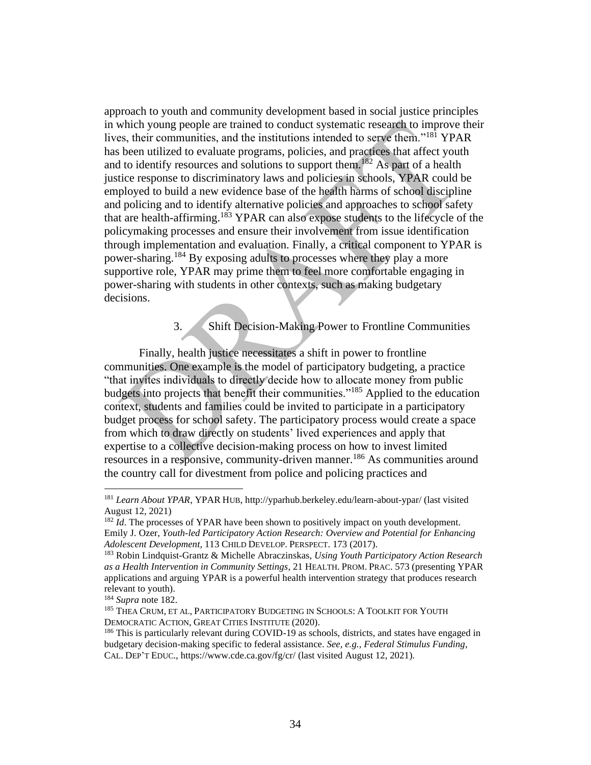approach to youth and community development based in social justice principles in which young people are trained to conduct systematic research to improve their lives, their communities, and the institutions intended to serve them."[181] YPAR has been utilized to evaluate programs, policies, and practices that affect youth and to identify resources and solutions to support them.[182] As part of a health justice response to discriminatory laws and policies in schools, YPAR could be employed to build a new evidence base of the health harms of school discipline and policing and to identify alternative policies and approaches to school safety that are health-affirming.[183] YPAR can also expose students to the lifecycle of the policymaking processes and ensure their involvement from issue identification through implementation and evaluation. Finally, a critical component to YPAR is power-sharing.[184] By exposing adults to processes where they play a more supportive role, YPAR may prime them to feel more comfortable engaging in power-sharing with students in other contexts, such as making budgetary decisions.

### 3. Shift Decision-Making Power to Frontline Communities

Finally, health justice necessitates a shift in power to frontline communities. One example is the model of participatory budgeting, a practice "that invites individuals to directly decide how to allocate money from public budgets into projects that benefit their communities."[185] Applied to the education context, students and families could be invited to participate in a participatory budget process for school safety. The participatory process would create a space from which to draw directly on students' lived experiences and apply that expertise to a collective decision-making process on how to invest limited resources in a responsive, community-driven manner.[186] As communities around the country call for divestment from police and policing practices and

---

[181] *Learn About YPAR*, YPAR HUB, http://yparhub.berkeley.edu/learn-about-ypar/ (last visited August 12, 2021)

[182] *Id*. The processes of YPAR have been shown to positively impact on youth development. Emily J. Ozer, *Youth-led Participatory Action Research: Overview and Potential for Enhancing Adolescent Development,* 113 CHILD DEVELOP. PERSPECT. 173 (2017).

[183] Robin Lindquist-Grantz & Michelle Abraczinskas, *Using Youth Participatory Action Research as a Health Intervention in Community Settings*, 21 HEALTH. PROM. PRAC. 573 (presenting YPAR applications and arguing YPAR is a powerful health intervention strategy that produces research relevant to youth).

[184] *Supra* note 182.

[185] THEA CRUM, ET AL, PARTICIPATORY BUDGETING IN SCHOOLS: A TOOLKIT FOR YOUTH DEMOCRATIC ACTION, GREAT CITIES INSTITUTE (2020).

[186] This is particularly relevant during COVID-19 as schools, districts, and states have engaged in budgetary decision-making specific to federal assistance. *See, e.g., Federal Stimulus Funding*, CAL. DEP'T EDUC., https://www.cde.ca.gov/fg/cr/ (last visited August 12, 2021).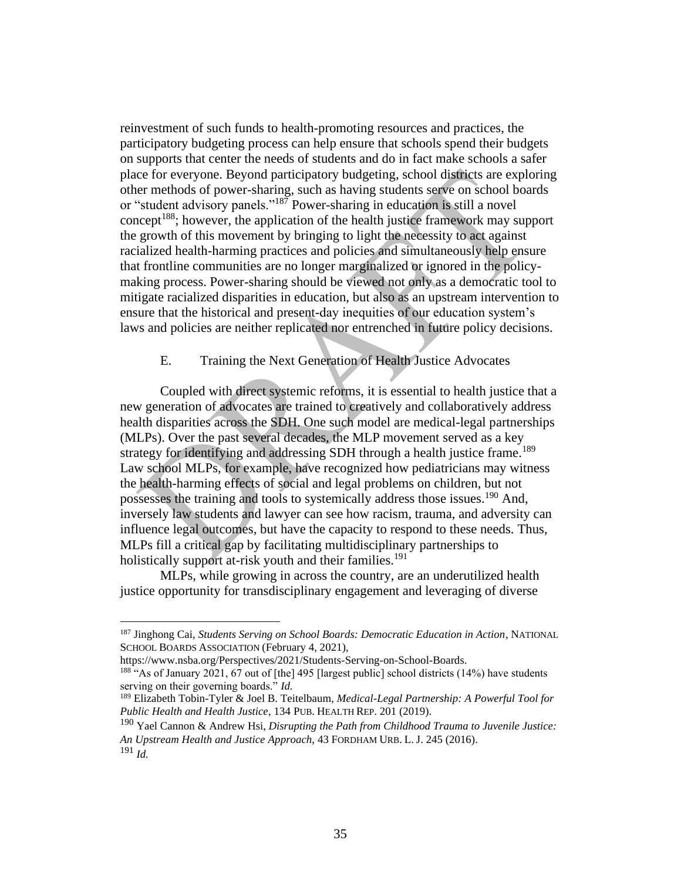reinvestment of such funds to health-promoting resources and practices, the participatory budgeting process can help ensure that schools spend their budgets on supports that center the needs of students and do in fact make schools a safer place for everyone. Beyond participatory budgeting, school districts are exploring other methods of power-sharing, such as having students serve on school boards or "student advisory panels."[187] Power-sharing in education is still a novel concept[188]; however, the application of the health justice framework may support the growth of this movement by bringing to light the necessity to act against racialized health-harming practices and policies and simultaneously help ensure that frontline communities are no longer marginalized or ignored in the policy-making process. Power-sharing should be viewed not only as a democratic tool to mitigate racialized disparities in education, but also as an upstream intervention to ensure that the historical and present-day inequities of our education system's laws and policies are neither replicated nor entrenched in future policy decisions.

### E. Training the Next Generation of Health Justice Advocates

Coupled with direct systemic reforms, it is essential to health justice that a new generation of advocates are trained to creatively and collaboratively address health disparities across the SDH. One such model are medical-legal partnerships (MLPs). Over the past several decades, the MLP movement served as a key strategy for identifying and addressing SDH through a health justice frame.[189] Law school MLPs, for example, have recognized how pediatricians may witness the health-harming effects of social and legal problems on children, but not possesses the training and tools to systemically address those issues.[190] And, inversely law students and lawyer can see how racism, trauma, and adversity can influence legal outcomes, but have the capacity to respond to these needs. Thus, MLPs fill a critical gap by facilitating multidisciplinary partnerships to holistically support at-risk youth and their families.[191]

MLPs, while growing in across the country, are an underutilized health justice opportunity for transdisciplinary engagement and leveraging of diverse

---

[187] Jinghong Cai, *Students Serving on School Boards: Democratic Education in Action*, NATIONAL SCHOOL BOARDS ASSOCIATION (February 4, 2021), https://www.nsba.org/Perspectives/2021/Students-Serving-on-School-Boards.

[188] "As of January 2021, 67 out of [the] 495 [largest public] school districts (14%) have students serving on their governing boards." *Id.*

[189] Elizabeth Tobin-Tyler & Joel B. Teitelbaum, *Medical-Legal Partnership: A Powerful Tool for Public Health and Health Justice*, 134 PUB. HEALTH REP. 201 (2019).

[190] Yael Cannon & Andrew Hsi, *Disrupting the Path from Childhood Trauma to Juvenile Justice: An Upstream Health and Justice Approach*, 43 FORDHAM URB. L. J. 245 (2016).

[191] *Id.*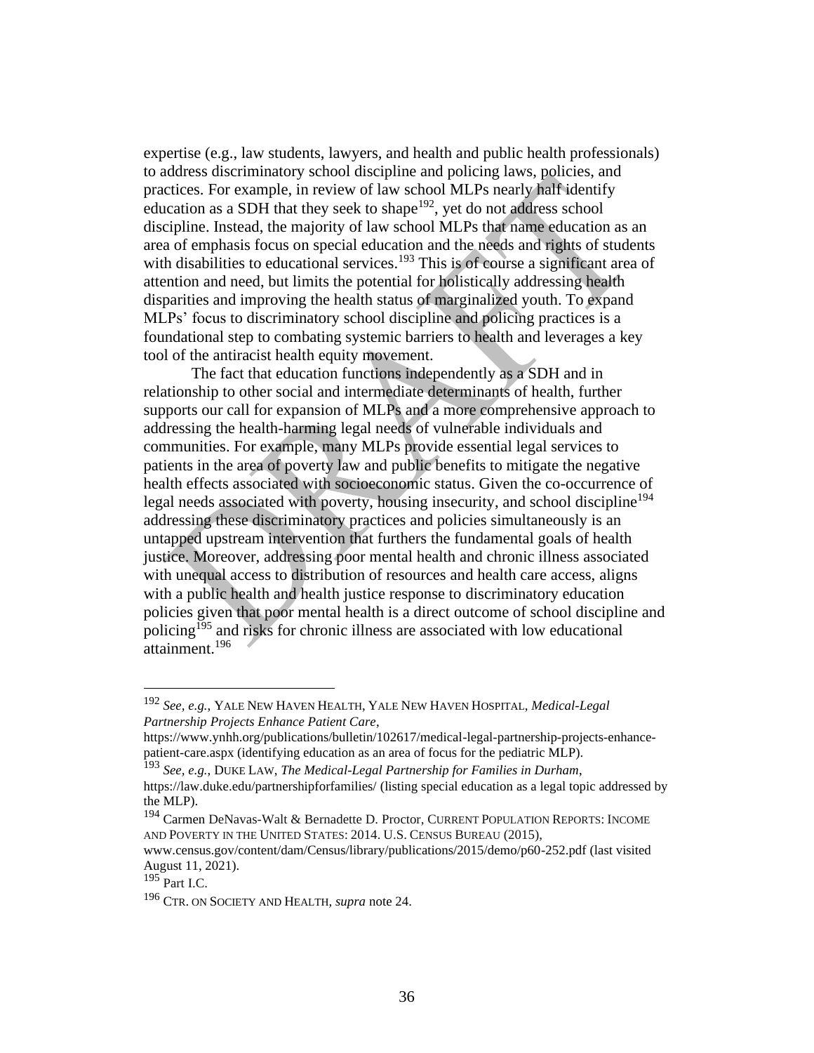expertise (e.g., law students, lawyers, and health and public health professionals) to address discriminatory school discipline and policing laws, policies, and practices. For example, in review of law school MLPs nearly half identify education as a SDH that they seek to shape[192], yet do not address school discipline. Instead, the majority of law school MLPs that name education as an area of emphasis focus on special education and the needs and rights of students with disabilities to educational services.[193] This is of course a significant area of attention and need, but limits the potential for holistically addressing health disparities and improving the health status of marginalized youth. To expand MLPs' focus to discriminatory school discipline and policing practices is a foundational step to combating systemic barriers to health and leverages a key tool of the antiracist health equity movement.

The fact that education functions independently as a SDH and in relationship to other social and intermediate determinants of health, further supports our call for expansion of MLPs and a more comprehensive approach to addressing the health-harming legal needs of vulnerable individuals and communities. For example, many MLPs provide essential legal services to patients in the area of poverty law and public benefits to mitigate the negative health effects associated with socioeconomic status. Given the co-occurrence of legal needs associated with poverty, housing insecurity, and school discipline[194] addressing these discriminatory practices and policies simultaneously is an untapped upstream intervention that furthers the fundamental goals of health justice. Moreover, addressing poor mental health and chronic illness associated with unequal access to distribution of resources and health care access, aligns with a public health and health justice response to discriminatory education policies given that poor mental health is a direct outcome of school discipline and policing[195] and risks for chronic illness are associated with low educational attainment.[196]

---

[192] *See, e.g.*, YALE NEW HAVEN HEALTH, YALE NEW HAVEN HOSPITAL, *Medical-Legal Partnership Projects Enhance Patient Care*, https://www.ynhh.org/publications/bulletin/102617/medical-legal-partnership-projects-enhance-patient-care.aspx (identifying education as an area of focus for the pediatric MLP).

[193] *See, e.g.*, DUKE LAW, *The Medical-Legal Partnership for Families in Durham*, https://law.duke.edu/partnershipforfamilies/ (listing special education as a legal topic addressed by the MLP).

[194] Carmen DeNavas-Walt & Bernadette D. Proctor, CURRENT POPULATION REPORTS: INCOME AND POVERTY IN THE UNITED STATES: 2014. U.S. CENSUS BUREAU (2015), www.census.gov/content/dam/Census/library/publications/2015/demo/p60-252.pdf (last visited August 11, 2021).

[195] Part I.C.

[196] CTR. ON SOCIETY AND HEALTH, *supra* note 24.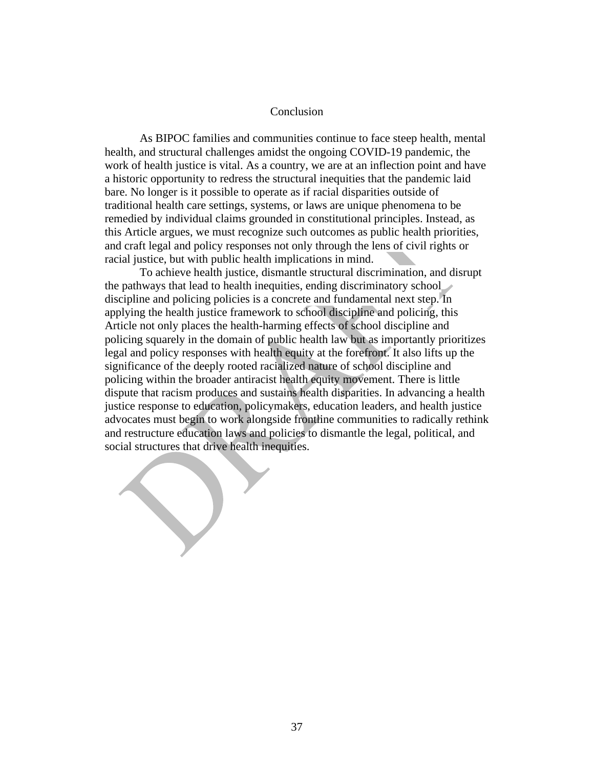## Conclusion

As BIPOC families and communities continue to face steep health, mental health, and structural challenges amidst the ongoing COVID-19 pandemic, the work of health justice is vital. As a country, we are at an inflection point and have a historic opportunity to redress the structural inequities that the pandemic laid bare. No longer is it possible to operate as if racial disparities outside of traditional health care settings, systems, or laws are unique phenomena to be remedied by individual claims grounded in constitutional principles. Instead, as this Article argues, we must recognize such outcomes as public health priorities, and craft legal and policy responses not only through the lens of civil rights or racial justice, but with public health implications in mind.

To achieve health justice, dismantle structural discrimination, and disrupt the pathways that lead to health inequities, ending discriminatory school discipline and policing policies is a concrete and fundamental next step. In applying the health justice framework to school discipline and policing, this Article not only places the health-harming effects of school discipline and policing squarely in the domain of public health law but as importantly prioritizes legal and policy responses with health equity at the forefront. It also lifts up the significance of the deeply rooted racialized nature of school discipline and policing within the broader antiracist health equity movement. There is little dispute that racism produces and sustains health disparities. In advancing a health justice response to education, policymakers, education leaders, and health justice advocates must begin to work alongside frontline communities to radically rethink and restructure education laws and policies to dismantle the legal, political, and social structures that drive health inequities.